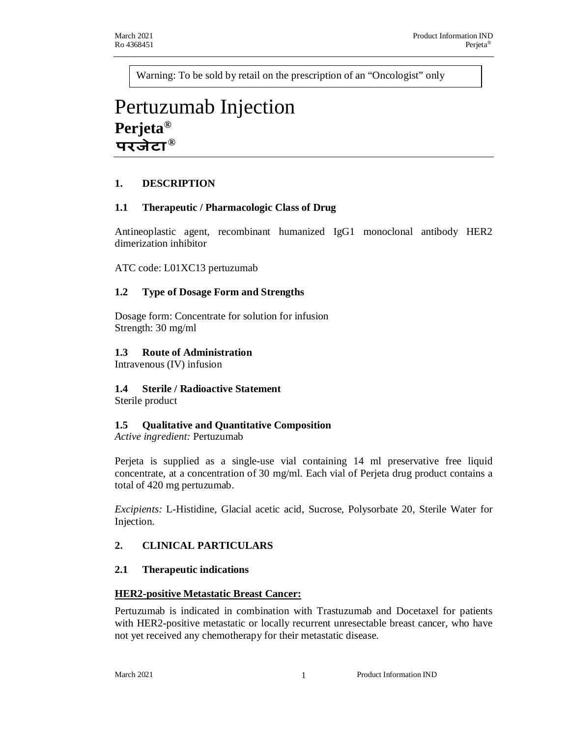Warning: To be sold by retail on the prescription of an "Oncologist" only

# Pertuzumab Injection
**Perjeta®**
**परजेटा®**

## 1. DESCRIPTION

### 1.1 Therapeutic / Pharmacologic Class of Drug

Antineoplastic agent, recombinant humanized IgG1 monoclonal antibody HER2 dimerization inhibitor

ATC code: L01XC13 pertuzumab

### 1.2 Type of Dosage Form and Strengths

Dosage form: Concentrate for solution for infusion
Strength: 30 mg/ml

### 1.3 Route of Administration

Intravenous (IV) infusion

### 1.4 Sterile / Radioactive Statement

Sterile product

### 1.5 Qualitative and Quantitative Composition

*Active ingredient:* Pertuzumab

Perjeta is supplied as a single-use vial containing 14 ml preservative free liquid concentrate, at a concentration of 30 mg/ml. Each vial of Perjeta drug product contains a total of 420 mg pertuzumab.

*Excipients:* L-Histidine, Glacial acetic acid, Sucrose, Polysorbate 20, Sterile Water for Injection.

## 2. CLINICAL PARTICULARS

### 2.1 Therapeutic indications

**HER2-positive Metastatic Breast Cancer:**

Pertuzumab is indicated in combination with Trastuzumab and Docetaxel for patients with HER2-positive metastatic or locally recurrent unresectable breast cancer, who have not yet received any chemotherapy for their metastatic disease.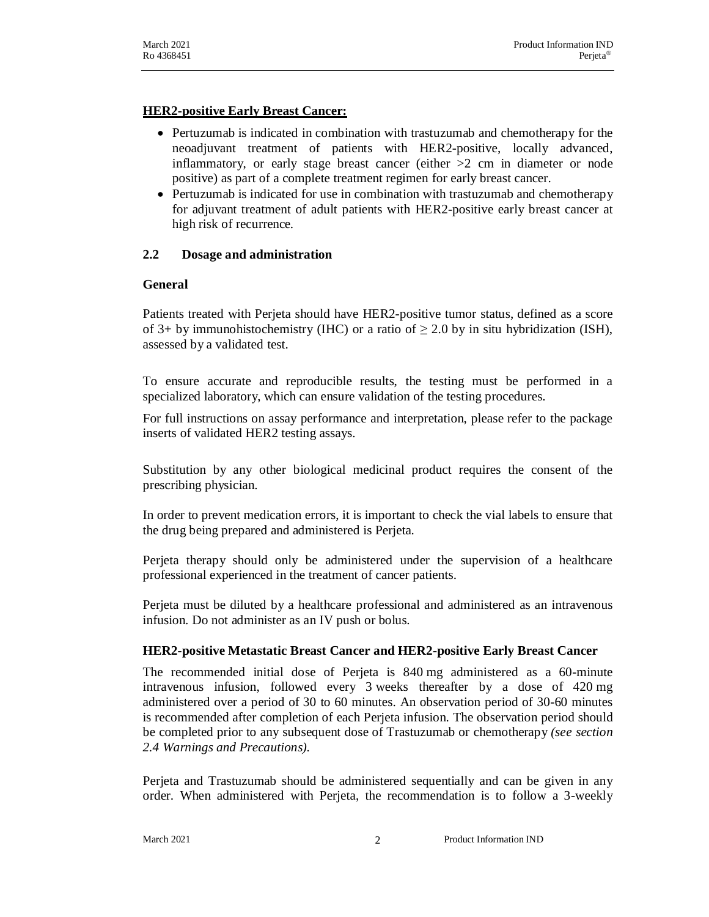**HER2-positive Early Breast Cancer:**

- Pertuzumab is indicated in combination with trastuzumab and chemotherapy for the neoadjuvant treatment of patients with HER2-positive, locally advanced, inflammatory, or early stage breast cancer (either >2 cm in diameter or node positive) as part of a complete treatment regimen for early breast cancer.
- Pertuzumab is indicated for use in combination with trastuzumab and chemotherapy for adjuvant treatment of adult patients with HER2-positive early breast cancer at high risk of recurrence.

## 2.2 Dosage and administration

### General

Patients treated with Perjeta should have HER2-positive tumor status, defined as a score of 3+ by immunohistochemistry (IHC) or a ratio of ≥ 2.0 by in situ hybridization (ISH), assessed by a validated test.

To ensure accurate and reproducible results, the testing must be performed in a specialized laboratory, which can ensure validation of the testing procedures.

For full instructions on assay performance and interpretation, please refer to the package inserts of validated HER2 testing assays.

Substitution by any other biological medicinal product requires the consent of the prescribing physician.

In order to prevent medication errors, it is important to check the vial labels to ensure that the drug being prepared and administered is Perjeta.

Perjeta therapy should only be administered under the supervision of a healthcare professional experienced in the treatment of cancer patients.

Perjeta must be diluted by a healthcare professional and administered as an intravenous infusion. Do not administer as an IV push or bolus.

### HER2-positive Metastatic Breast Cancer and HER2-positive Early Breast Cancer

The recommended initial dose of Perjeta is 840 mg administered as a 60-minute intravenous infusion, followed every 3 weeks thereafter by a dose of 420 mg administered over a period of 30 to 60 minutes. An observation period of 30-60 minutes is recommended after completion of each Perjeta infusion. The observation period should be completed prior to any subsequent dose of Trastuzumab or chemotherapy *(see section 2.4 Warnings and Precautions).*

Perjeta and Trastuzumab should be administered sequentially and can be given in any order. When administered with Perjeta, the recommendation is to follow a 3-weekly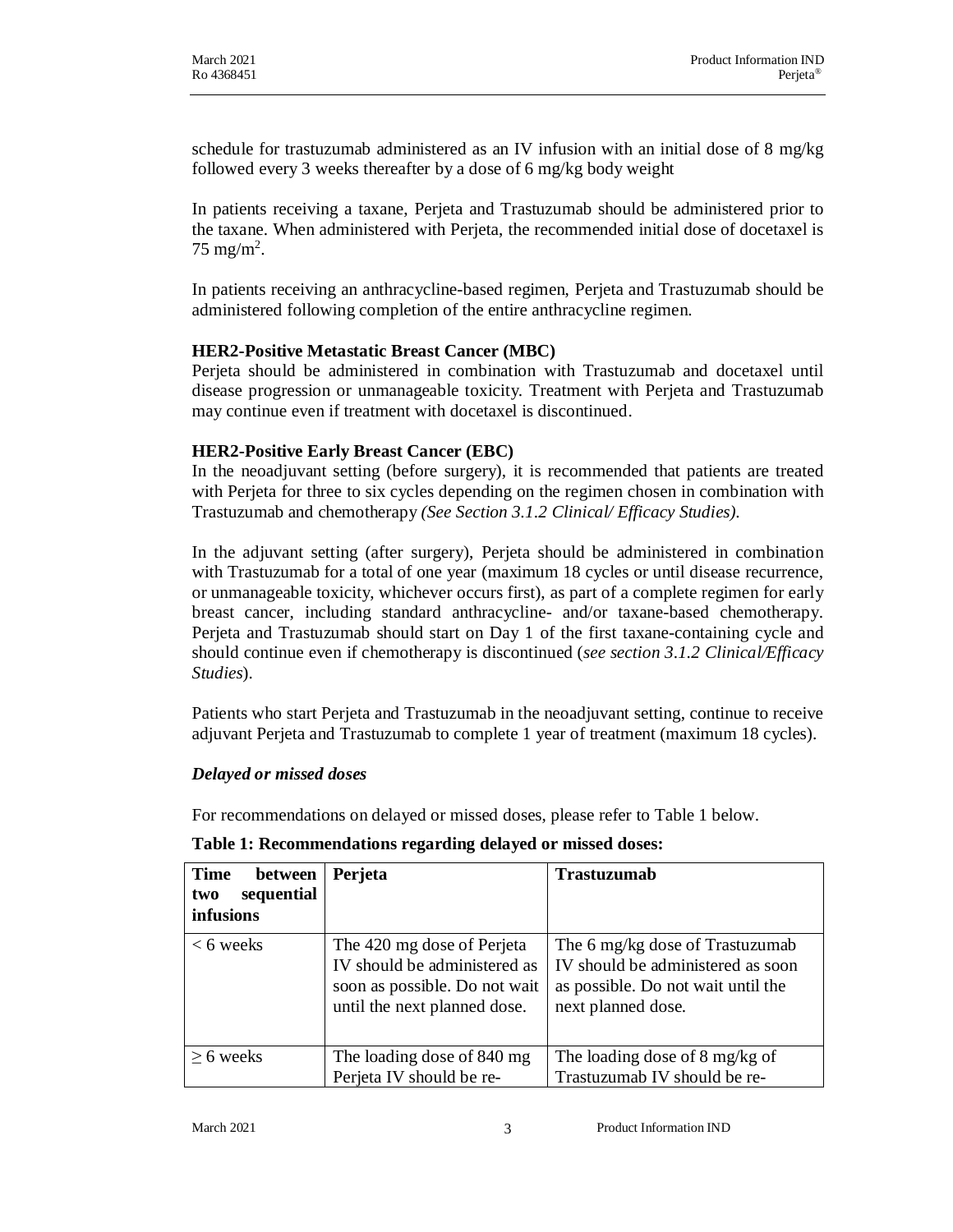schedule for trastuzumab administered as an IV infusion with an initial dose of 8 mg/kg followed every 3 weeks thereafter by a dose of 6 mg/kg body weight

In patients receiving a taxane, Perjeta and Trastuzumab should be administered prior to the taxane. When administered with Perjeta, the recommended initial dose of docetaxel is 75 mg/m$^2$.

In patients receiving an anthracycline-based regimen, Perjeta and Trastuzumab should be administered following completion of the entire anthracycline regimen.

**HER2-Positive Metastatic Breast Cancer (MBC)**

Perjeta should be administered in combination with Trastuzumab and docetaxel until disease progression or unmanageable toxicity. Treatment with Perjeta and Trastuzumab may continue even if treatment with docetaxel is discontinued.

**HER2-Positive Early Breast Cancer (EBC)**

In the neoadjuvant setting (before surgery), it is recommended that patients are treated with Perjeta for three to six cycles depending on the regimen chosen in combination with Trastuzumab and chemotherapy *(See Section 3.1.2 Clinical/ Efficacy Studies)*.

In the adjuvant setting (after surgery), Perjeta should be administered in combination with Trastuzumab for a total of one year (maximum 18 cycles or until disease recurrence, or unmanageable toxicity, whichever occurs first), as part of a complete regimen for early breast cancer, including standard anthracycline- and/or taxane-based chemotherapy. Perjeta and Trastuzumab should start on Day 1 of the first taxane-containing cycle and should continue even if chemotherapy is discontinued (*see section 3.1.2 Clinical/Efficacy Studies*).

Patients who start Perjeta and Trastuzumab in the neoadjuvant setting, continue to receive adjuvant Perjeta and Trastuzumab to complete 1 year of treatment (maximum 18 cycles).

***Delayed or missed doses***

For recommendations on delayed or missed doses, please refer to Table 1 below.

**Table 1: Recommendations regarding delayed or missed doses:**

| **Time between two sequential infusions** | **Perjeta** | **Trastuzumab** |
|---|---|---|
| < 6 weeks | The 420 mg dose of Perjeta IV should be administered as soon as possible. Do not wait until the next planned dose. | The 6 mg/kg dose of Trastuzumab IV should be administered as soon as possible. Do not wait until the next planned dose. |
| ≥ 6 weeks | The loading dose of 840 mg Perjeta IV should be re- | The loading dose of 8 mg/kg of Trastuzumab IV should be re- |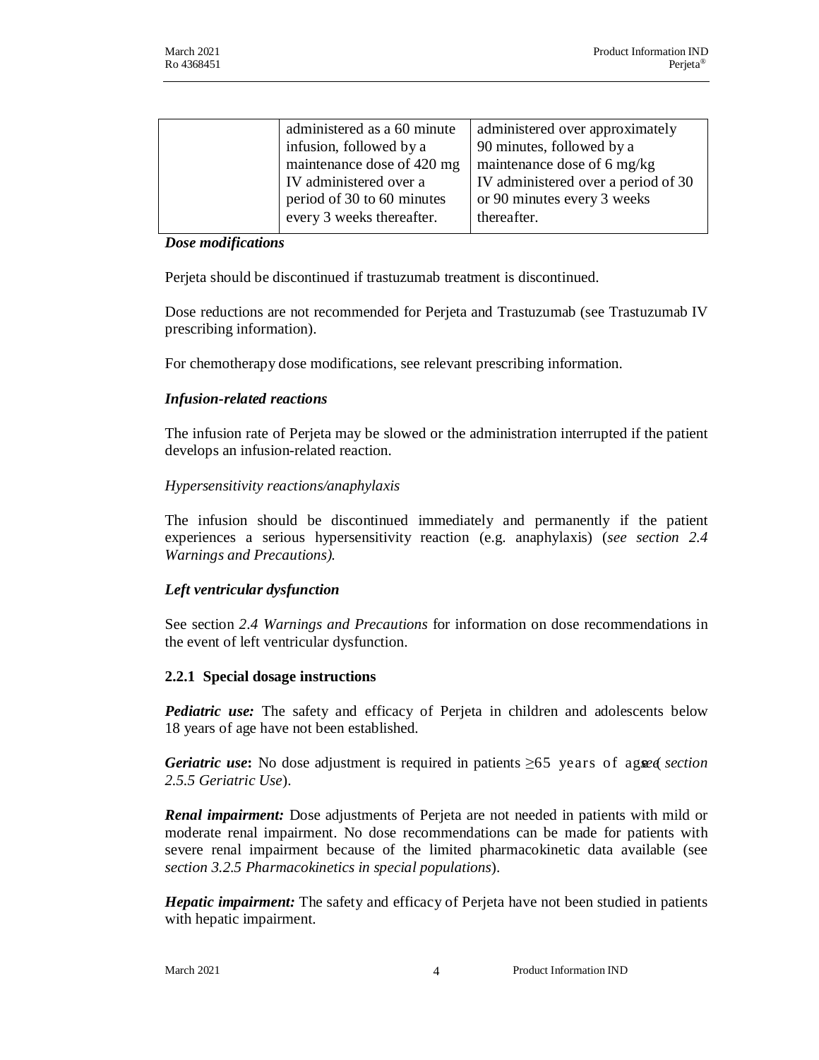|  | administered as a 60 minute infusion, followed by a maintenance dose of 420 mg IV administered over a period of 30 to 60 minutes every 3 weeks thereafter. | administered over approximately 90 minutes, followed by a maintenance dose of 6 mg/kg IV administered over a period of 30 or 90 minutes every 3 weeks thereafter. |
|---|---|---|

***Dose modifications***

Perjeta should be discontinued if trastuzumab treatment is discontinued.

Dose reductions are not recommended for Perjeta and Trastuzumab (see Trastuzumab IV prescribing information).

For chemotherapy dose modifications, see relevant prescribing information.

***Infusion-related reactions***

The infusion rate of Perjeta may be slowed or the administration interrupted if the patient develops an infusion-related reaction.

*Hypersensitivity reactions/anaphylaxis*

The infusion should be discontinued immediately and permanently if the patient experiences a serious hypersensitivity reaction (e.g. anaphylaxis) (*see section 2.4 Warnings and Precautions).*

***Left ventricular dysfunction***

See section *2.4 Warnings and Precautions* for information on dose recommendations in the event of left ventricular dysfunction.

### 2.2.1 Special dosage instructions

***Pediatric use:*** The safety and efficacy of Perjeta in children and adolescents below 18 years of age have not been established.

***Geriatric use*:** No dose adjustment is required in patients ≥65 years of age (*see section 2.5.5 Geriatric Use*).

***Renal impairment:*** Dose adjustments of Perjeta are not needed in patients with mild or moderate renal impairment. No dose recommendations can be made for patients with severe renal impairment because of the limited pharmacokinetic data available (see *section 3.2.5 Pharmacokinetics in special populations*).

***Hepatic impairment:*** The safety and efficacy of Perjeta have not been studied in patients with hepatic impairment.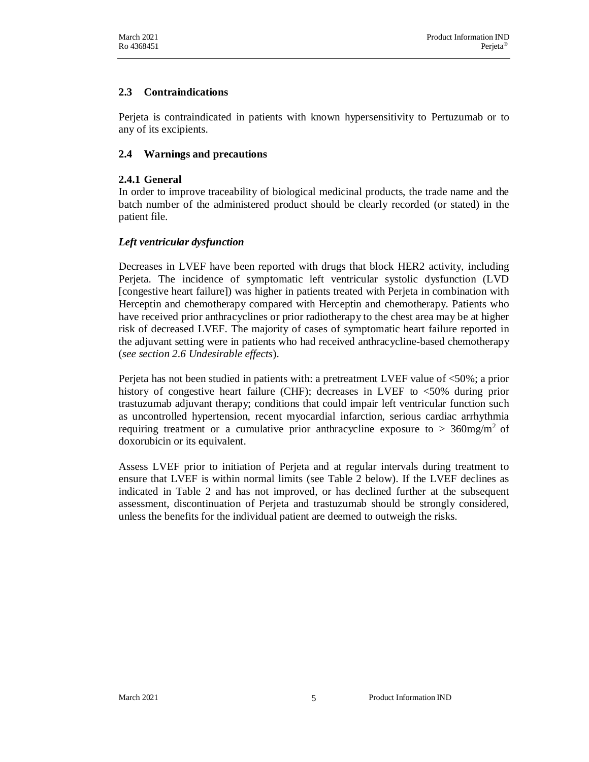## 2.3 Contraindications

Perjeta is contraindicated in patients with known hypersensitivity to Pertuzumab or to any of its excipients.

## 2.4 Warnings and precautions

### 2.4.1 General

In order to improve traceability of biological medicinal products, the trade name and the batch number of the administered product should be clearly recorded (or stated) in the patient file.

***Left ventricular dysfunction***

Decreases in LVEF have been reported with drugs that block HER2 activity, including Perjeta. The incidence of symptomatic left ventricular systolic dysfunction (LVD [congestive heart failure]) was higher in patients treated with Perjeta in combination with Herceptin and chemotherapy compared with Herceptin and chemotherapy. Patients who have received prior anthracyclines or prior radiotherapy to the chest area may be at higher risk of decreased LVEF. The majority of cases of symptomatic heart failure reported in the adjuvant setting were in patients who had received anthracycline-based chemotherapy (*see section 2.6 Undesirable effects*).

Perjeta has not been studied in patients with: a pretreatment LVEF value of <50%; a prior history of congestive heart failure (CHF); decreases in LVEF to <50% during prior trastuzumab adjuvant therapy; conditions that could impair left ventricular function such as uncontrolled hypertension, recent myocardial infarction, serious cardiac arrhythmia requiring treatment or a cumulative prior anthracycline exposure to > 360mg/m$^2$ of doxorubicin or its equivalent.

Assess LVEF prior to initiation of Perjeta and at regular intervals during treatment to ensure that LVEF is within normal limits (see Table 2 below). If the LVEF declines as indicated in Table 2 and has not improved, or has declined further at the subsequent assessment, discontinuation of Perjeta and trastuzumab should be strongly considered, unless the benefits for the individual patient are deemed to outweigh the risks.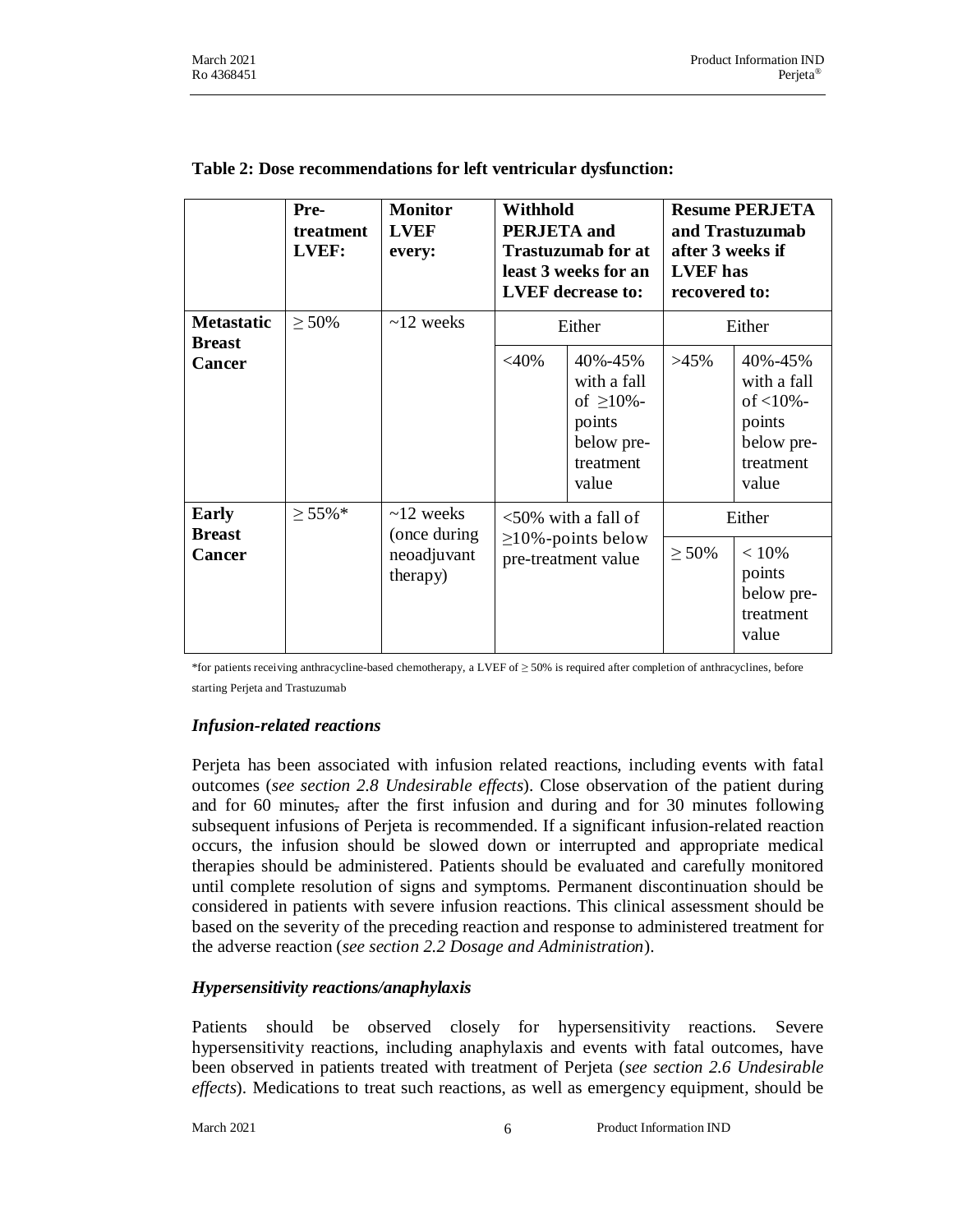**Table 2: Dose recommendations for left ventricular dysfunction:**

| | Pre-treatment LVEF: | Monitor LVEF every: | Withhold PERJETA and Trastuzumab for at least 3 weeks for an LVEF decrease to: | | Resume PERJETA and Trastuzumab after 3 weeks if LVEF has recovered to: | |
|---|---|---|---|---|---|---|
| **Metastatic Breast Cancer** | ≥ 50% | ~12 weeks | Either | | Either | |
| | | | <40% | 40%-45% with a fall of ≥10%-points below pre-treatment value | >45% | 40%-45% with a fall of <10%-points below pre-treatment value |
| **Early Breast Cancer** | ≥ 55%* | ~12 weeks (once during neoadjuvant therapy) | <50% with a fall of ≥10%-points below pre-treatment value | | Either | |
| | | | | | ≥ 50% | < 10% points below pre-treatment value |

*for patients receiving anthracycline-based chemotherapy, a LVEF of ≥ 50% is required after completion of anthracyclines, before starting Perjeta and Trastuzumab

### *Infusion-related reactions*

Perjeta has been associated with infusion related reactions, including events with fatal outcomes (*see section 2.8 Undesirable effects*). Close observation of the patient during and for 60 minutes, after the first infusion and during and for 30 minutes following subsequent infusions of Perjeta is recommended. If a significant infusion-related reaction occurs, the infusion should be slowed down or interrupted and appropriate medical therapies should be administered. Patients should be evaluated and carefully monitored until complete resolution of signs and symptoms. Permanent discontinuation should be considered in patients with severe infusion reactions. This clinical assessment should be based on the severity of the preceding reaction and response to administered treatment for the adverse reaction (*see section 2.2 Dosage and Administration*).

### *Hypersensitivity reactions/anaphylaxis*

Patients should be observed closely for hypersensitivity reactions. Severe hypersensitivity reactions, including anaphylaxis and events with fatal outcomes, have been observed in patients treated with treatment of Perjeta (*see section 2.6 Undesirable effects*). Medications to treat such reactions, as well as emergency equipment, should be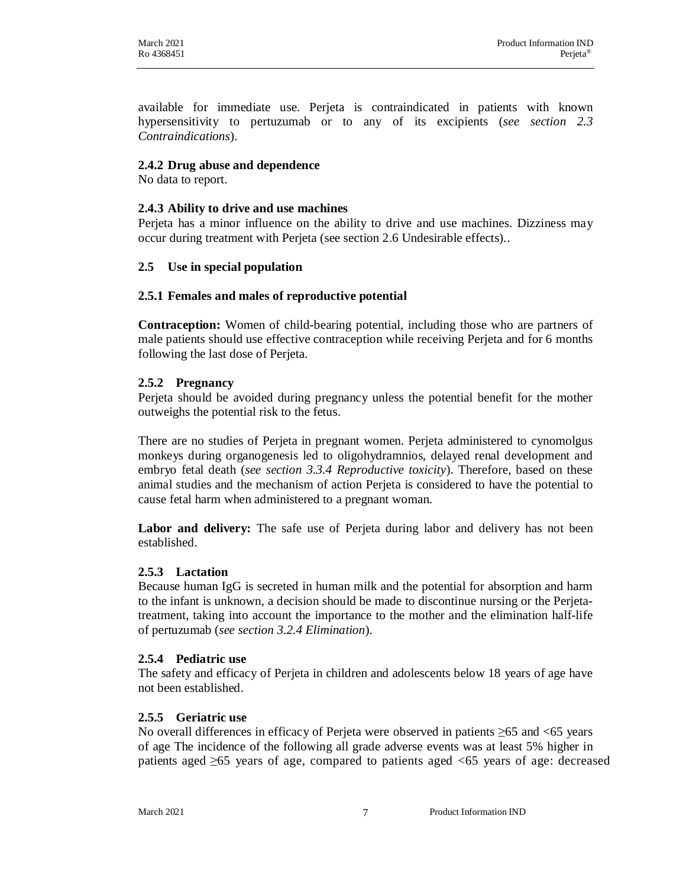available for immediate use. Perjeta is contraindicated in patients with known hypersensitivity to pertuzumab or to any of its excipients (*see section 2.3 Contraindications*).

### 2.4.2 Drug abuse and dependence

No data to report.

### 2.4.3 Ability to drive and use machines

Perjeta has a minor influence on the ability to drive and use machines. Dizziness may occur during treatment with Perjeta (see section 2.6 Undesirable effects)..

## 2.5 Use in special population

### 2.5.1 Females and males of reproductive potential

**Contraception:** Women of child-bearing potential, including those who are partners of male patients should use effective contraception while receiving Perjeta and for 6 months following the last dose of Perjeta.

### 2.5.2 Pregnancy

Perjeta should be avoided during pregnancy unless the potential benefit for the mother outweighs the potential risk to the fetus.

There are no studies of Perjeta in pregnant women. Perjeta administered to cynomolgus monkeys during organogenesis led to oligohydramnios, delayed renal development and embryo fetal death (*see section 3.3.4 Reproductive toxicity*). Therefore, based on these animal studies and the mechanism of action Perjeta is considered to have the potential to cause fetal harm when administered to a pregnant woman.

**Labor and delivery:** The safe use of Perjeta during labor and delivery has not been established.

### 2.5.3 Lactation

Because human IgG is secreted in human milk and the potential for absorption and harm to the infant is unknown, a decision should be made to discontinue nursing or the Perjeta-treatment, taking into account the importance to the mother and the elimination half-life of pertuzumab (*see section 3.2.4 Elimination*).

### 2.5.4 Pediatric use

The safety and efficacy of Perjeta in children and adolescents below 18 years of age have not been established.

### 2.5.5 Geriatric use

No overall differences in efficacy of Perjeta were observed in patients ≥65 and <65 years of age The incidence of the following all grade adverse events was at least 5% higher in patients aged ≥65 years of age, compared to patients aged <65 years of age: decreased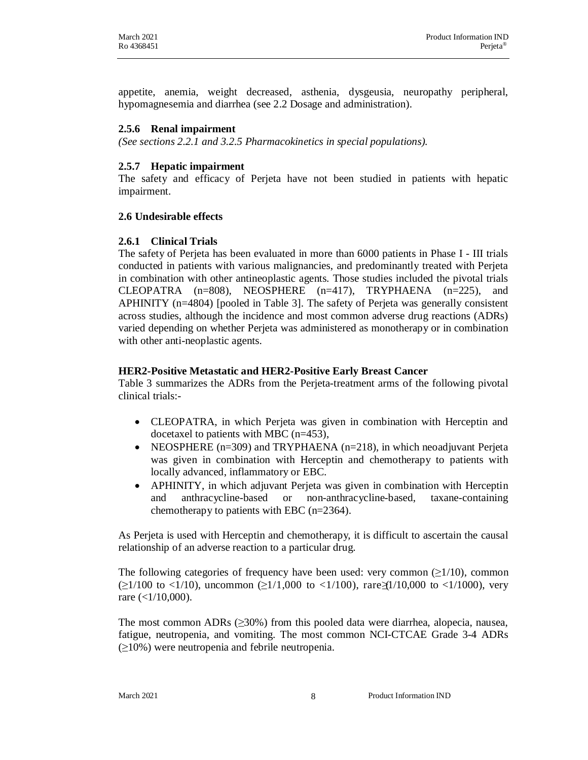appetite, anemia, weight decreased, asthenia, dysgeusia, neuropathy peripheral, hypomagnesemia and diarrhea (see 2.2 Dosage and administration).

### 2.5.6 Renal impairment

*(See sections 2.2.1 and 3.2.5 Pharmacokinetics in special populations).*

### 2.5.7 Hepatic impairment

The safety and efficacy of Perjeta have not been studied in patients with hepatic impairment.

## 2.6 Undesirable effects

### 2.6.1 Clinical Trials

The safety of Perjeta has been evaluated in more than 6000 patients in Phase I - III trials conducted in patients with various malignancies, and predominantly treated with Perjeta in combination with other antineoplastic agents. Those studies included the pivotal trials CLEOPATRA (n=808), NEOSPHERE (n=417), TRYPHAENA (n=225), and APHINITY (n=4804) [pooled in Table 3]. The safety of Perjeta was generally consistent across studies, although the incidence and most common adverse drug reactions (ADRs) varied depending on whether Perjeta was administered as monotherapy or in combination with other anti-neoplastic agents.

**HER2-Positive Metastatic and HER2-Positive Early Breast Cancer**

Table 3 summarizes the ADRs from the Perjeta-treatment arms of the following pivotal clinical trials:-

- CLEOPATRA, in which Perjeta was given in combination with Herceptin and docetaxel to patients with MBC (n=453),
- NEOSPHERE (n=309) and TRYPHAENA (n=218), in which neoadjuvant Perjeta was given in combination with Herceptin and chemotherapy to patients with locally advanced, inflammatory or EBC.
- APHINITY, in which adjuvant Perjeta was given in combination with Herceptin and anthracycline-based or non-anthracycline-based, taxane-containing chemotherapy to patients with EBC (n=2364).

As Perjeta is used with Herceptin and chemotherapy, it is difficult to ascertain the causal relationship of an adverse reaction to a particular drug.

The following categories of frequency have been used: very common (≥1/10), common (≥1/100 to <1/10), uncommon (≥1/1,000 to <1/100), rare (≥1/10,000 to <1/1000), very rare (<1/10,000).

The most common ADRs (≥30%) from this pooled data were diarrhea, alopecia, nausea, fatigue, neutropenia, and vomiting. The most common NCI-CTCAE Grade 3-4 ADRs (≥10%) were neutropenia and febrile neutropenia.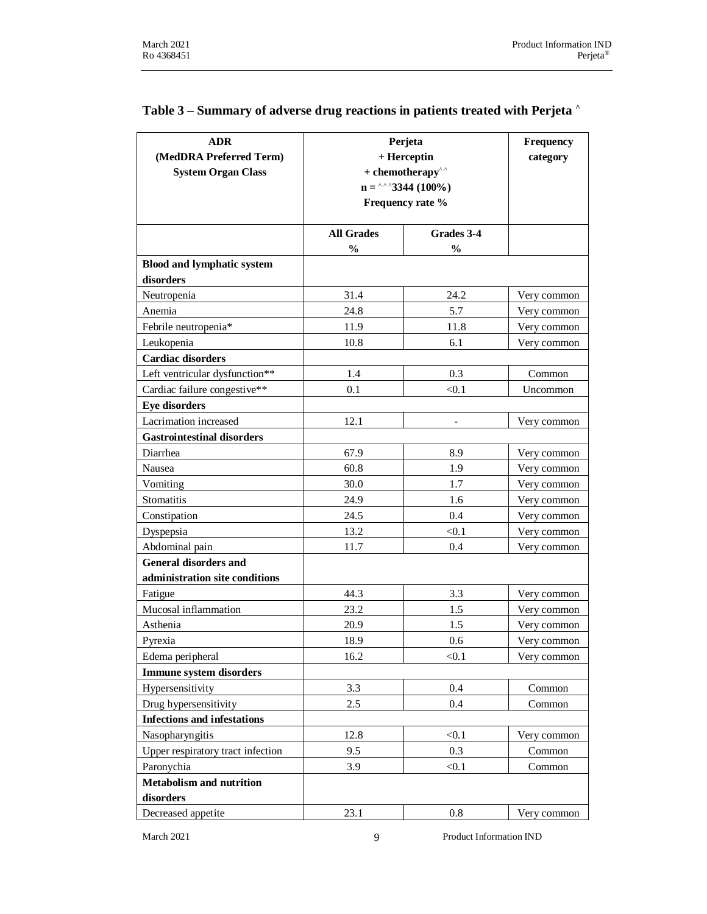### Table 3 – Summary of adverse drug reactions in patients treated with Perjeta ^

| ADR (MedDRA Preferred Term) System Organ Class | Perjeta + Herceptin + chemotherapy^^ n = ^^^3344 (100%) Frequency rate % | | Frequency category |
|---|---|---|---|
| | All Grades % | Grades 3-4 % | |
| **Blood and lymphatic system disorders** | | | |
| Neutropenia | 31.4 | 24.2 | Very common |
| Anemia | 24.8 | 5.7 | Very common |
| Febrile neutropenia* | 11.9 | 11.8 | Very common |
| Leukopenia | 10.8 | 6.1 | Very common |
| **Cardiac disorders** | | | |
| Left ventricular dysfunction** | 1.4 | 0.3 | Common |
| Cardiac failure congestive** | 0.1 | <0.1 | Uncommon |
| **Eye disorders** | | | |
| Lacrimation increased | 12.1 | - | Very common |
| **Gastrointestinal disorders** | | | |
| Diarrhea | 67.9 | 8.9 | Very common |
| Nausea | 60.8 | 1.9 | Very common |
| Vomiting | 30.0 | 1.7 | Very common |
| Stomatitis | 24.9 | 1.6 | Very common |
| Constipation | 24.5 | 0.4 | Very common |
| Dyspepsia | 13.2 | <0.1 | Very common |
| Abdominal pain | 11.7 | 0.4 | Very common |
| **General disorders and administration site conditions** | | | |
| Fatigue | 44.3 | 3.3 | Very common |
| Mucosal inflammation | 23.2 | 1.5 | Very common |
| Asthenia | 20.9 | 1.5 | Very common |
| Pyrexia | 18.9 | 0.6 | Very common |
| Edema peripheral | 16.2 | <0.1 | Very common |
| **Immune system disorders** | | | |
| Hypersensitivity | 3.3 | 0.4 | Common |
| Drug hypersensitivity | 2.5 | 0.4 | Common |
| **Infections and infestations** | | | |
| Nasopharyngitis | 12.8 | <0.1 | Very common |
| Upper respiratory tract infection | 9.5 | 0.3 | Common |
| Paronychia | 3.9 | <0.1 | Common |
| **Metabolism and nutrition disorders** | | | |
| Decreased appetite | 23.1 | 0.8 | Very common |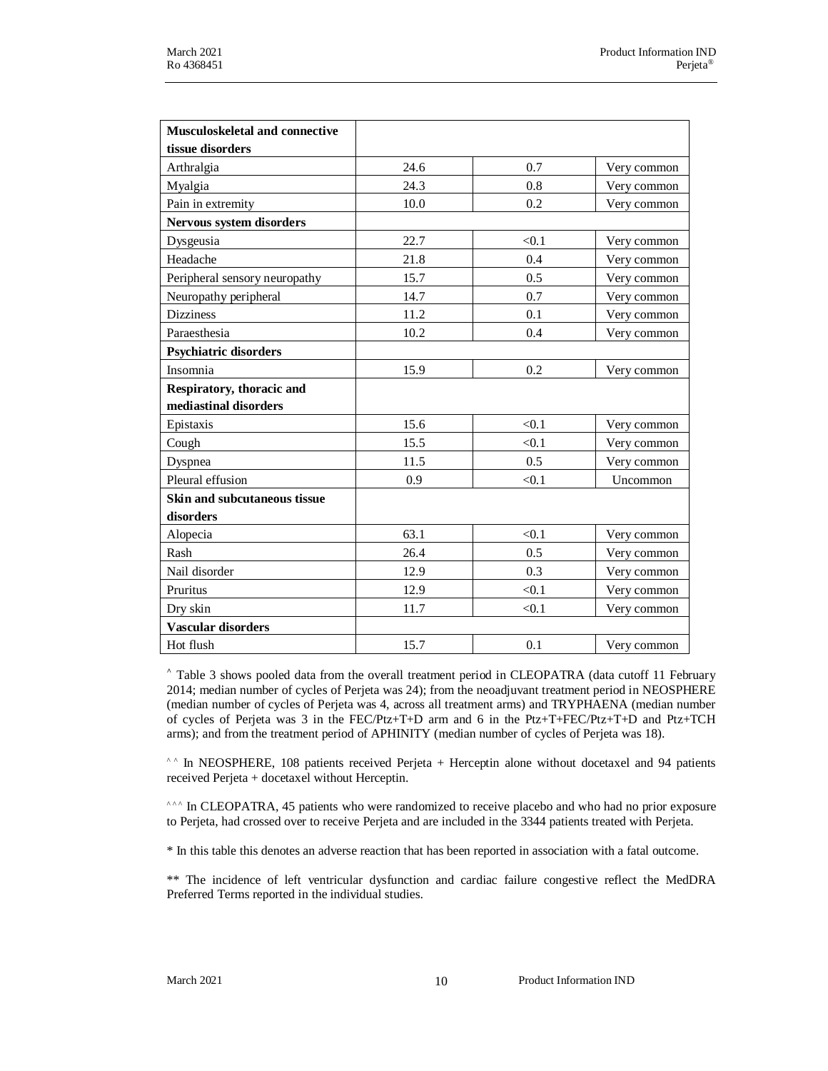| | | | |
|---|---|---|---|
| **Musculoskeletal and connective tissue disorders** | | | |
| Arthralgia | 24.6 | 0.7 | Very common |
| Myalgia | 24.3 | 0.8 | Very common |
| Pain in extremity | 10.0 | 0.2 | Very common |
| **Nervous system disorders** | | | |
| Dysgeusia | 22.7 | <0.1 | Very common |
| Headache | 21.8 | 0.4 | Very common |
| Peripheral sensory neuropathy | 15.7 | 0.5 | Very common |
| Neuropathy peripheral | 14.7 | 0.7 | Very common |
| Dizziness | 11.2 | 0.1 | Very common |
| Paraesthesia | 10.2 | 0.4 | Very common |
| **Psychiatric disorders** | | | |
| Insomnia | 15.9 | 0.2 | Very common |
| **Respiratory, thoracic and mediastinal disorders** | | | |
| Epistaxis | 15.6 | <0.1 | Very common |
| Cough | 15.5 | <0.1 | Very common |
| Dyspnea | 11.5 | 0.5 | Very common |
| Pleural effusion | 0.9 | <0.1 | Uncommon |
| **Skin and subcutaneous tissue disorders** | | | |
| Alopecia | 63.1 | <0.1 | Very common |
| Rash | 26.4 | 0.5 | Very common |
| Nail disorder | 12.9 | 0.3 | Very common |
| Pruritus | 12.9 | <0.1 | Very common |
| Dry skin | 11.7 | <0.1 | Very common |
| **Vascular disorders** | | | |
| Hot flush | 15.7 | 0.1 | Very common |

^ Table 3 shows pooled data from the overall treatment period in CLEOPATRA (data cutoff 11 February 2014; median number of cycles of Perjeta was 24); from the neoadjuvant treatment period in NEOSPHERE (median number of cycles of Perjeta was 4, across all treatment arms) and TRYPHAENA (median number of cycles of Perjeta was 3 in the FEC/Ptz+T+D arm and 6 in the Ptz+T+FEC/Ptz+T+D and Ptz+TCH arms); and from the treatment period of APHINITY (median number of cycles of Perjeta was 18).

^^ In NEOSPHERE, 108 patients received Perjeta + Herceptin alone without docetaxel and 94 patients received Perjeta + docetaxel without Herceptin.

^^^ In CLEOPATRA, 45 patients who were randomized to receive placebo and who had no prior exposure to Perjeta, had crossed over to receive Perjeta and are included in the 3344 patients treated with Perjeta.

* In this table this denotes an adverse reaction that has been reported in association with a fatal outcome.

** The incidence of left ventricular dysfunction and cardiac failure congestive reflect the MedDRA Preferred Terms reported in the individual studies.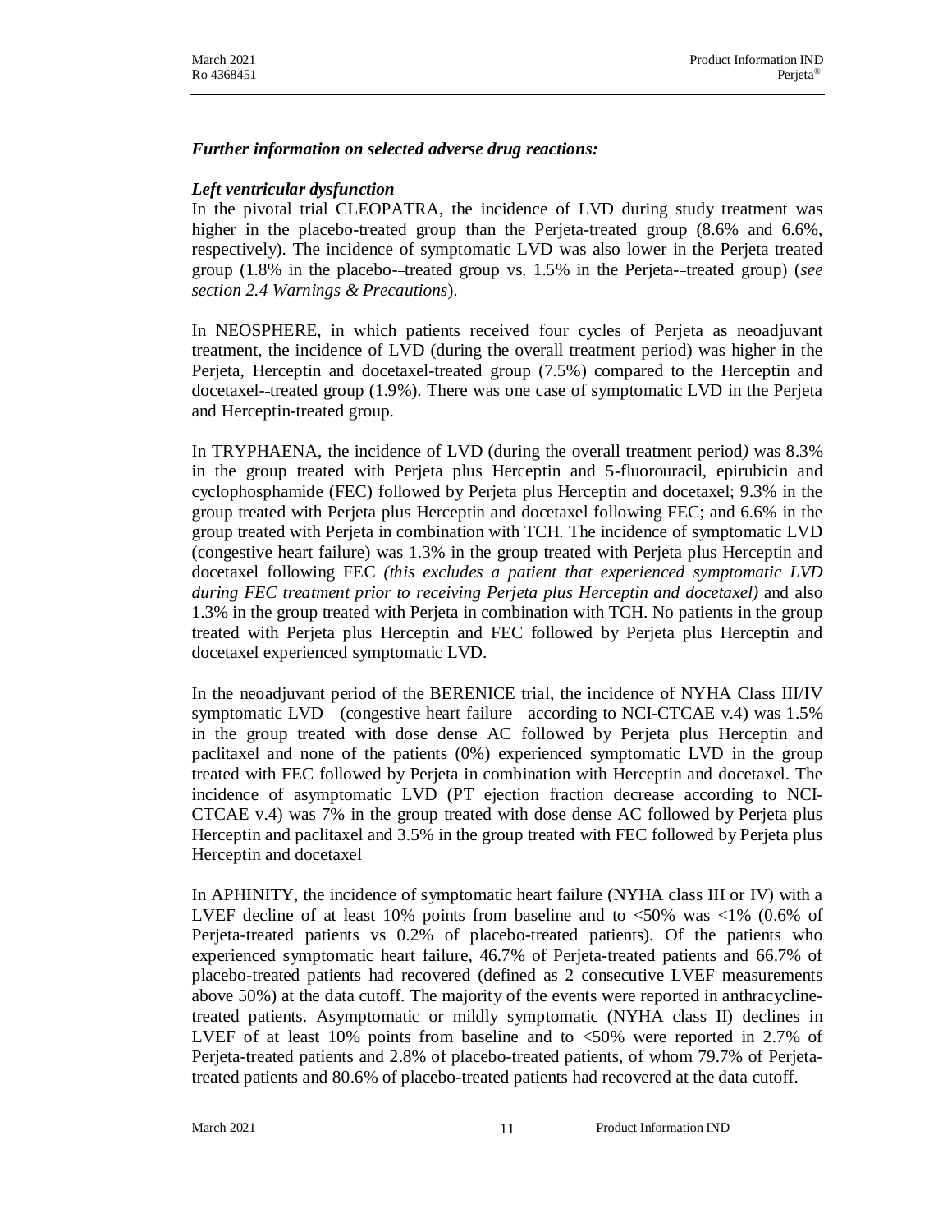***Further information on selected adverse drug reactions:***

***Left ventricular dysfunction***

In the pivotal trial CLEOPATRA, the incidence of LVD during study treatment was higher in the placebo-treated group than the Perjeta-treated group (8.6% and 6.6%, respectively). The incidence of symptomatic LVD was also lower in the Perjeta treated group (1.8% in the placebo-–treated group vs. 1.5% in the Perjeta-–treated group) (*see section 2.4 Warnings & Precautions*).

In NEOSPHERE, in which patients received four cycles of Perjeta as neoadjuvant treatment, the incidence of LVD (during the overall treatment period) was higher in the Perjeta, Herceptin and docetaxel-treated group (7.5%) compared to the Herceptin and docetaxel-–treated group (1.9%). There was one case of symptomatic LVD in the Perjeta and Herceptin-treated group.

In TRYPHAENA, the incidence of LVD (during the overall treatment period*)* was 8.3% in the group treated with Perjeta plus Herceptin and 5-fluorouracil, epirubicin and cyclophosphamide (FEC) followed by Perjeta plus Herceptin and docetaxel; 9.3% in the group treated with Perjeta plus Herceptin and docetaxel following FEC; and 6.6% in the group treated with Perjeta in combination with TCH. The incidence of symptomatic LVD (congestive heart failure) was 1.3% in the group treated with Perjeta plus Herceptin and docetaxel following FEC *(this excludes a patient that experienced symptomatic LVD during FEC treatment prior to receiving Perjeta plus Herceptin and docetaxel)* and also 1.3% in the group treated with Perjeta in combination with TCH. No patients in the group treated with Perjeta plus Herceptin and FEC followed by Perjeta plus Herceptin and docetaxel experienced symptomatic LVD.

In the neoadjuvant period of the BERENICE trial, the incidence of NYHA Class III/IV symptomatic LVD (congestive heart failure according to NCI-CTCAE v.4) was 1.5% in the group treated with dose dense AC followed by Perjeta plus Herceptin and paclitaxel and none of the patients (0%) experienced symptomatic LVD in the group treated with FEC followed by Perjeta in combination with Herceptin and docetaxel. The incidence of asymptomatic LVD (PT ejection fraction decrease according to NCI-CTCAE v.4) was 7% in the group treated with dose dense AC followed by Perjeta plus Herceptin and paclitaxel and 3.5% in the group treated with FEC followed by Perjeta plus Herceptin and docetaxel

In APHINITY, the incidence of symptomatic heart failure (NYHA class III or IV) with a LVEF decline of at least 10% points from baseline and to <50% was <1% (0.6% of Perjeta-treated patients vs 0.2% of placebo-treated patients). Of the patients who experienced symptomatic heart failure, 46.7% of Perjeta-treated patients and 66.7% of placebo-treated patients had recovered (defined as 2 consecutive LVEF measurements above 50%) at the data cutoff. The majority of the events were reported in anthracycline-treated patients. Asymptomatic or mildly symptomatic (NYHA class II) declines in LVEF of at least 10% points from baseline and to <50% were reported in 2.7% of Perjeta-treated patients and 2.8% of placebo-treated patients, of whom 79.7% of Perjeta-treated patients and 80.6% of placebo-treated patients had recovered at the data cutoff.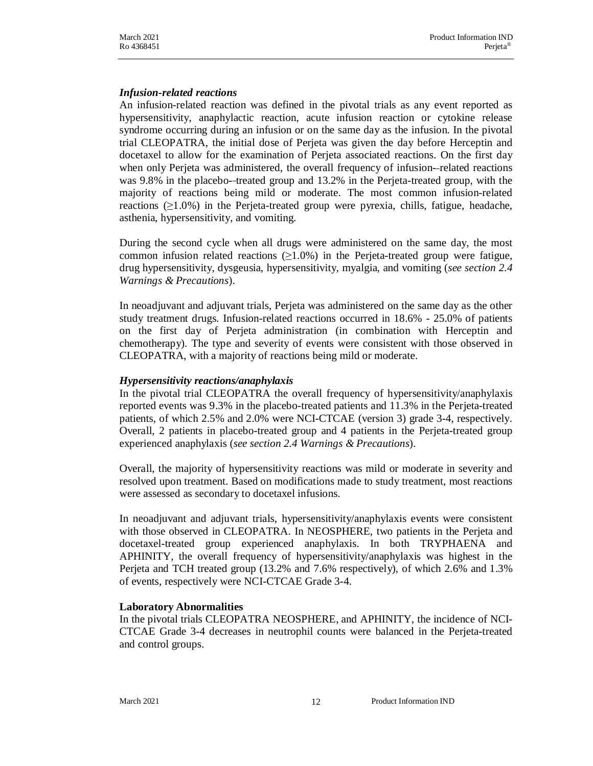### *Infusion-related reactions*

An infusion-related reaction was defined in the pivotal trials as any event reported as hypersensitivity, anaphylactic reaction, acute infusion reaction or cytokine release syndrome occurring during an infusion or on the same day as the infusion. In the pivotal trial CLEOPATRA, the initial dose of Perjeta was given the day before Herceptin and docetaxel to allow for the examination of Perjeta associated reactions. On the first day when only Perjeta was administered, the overall frequency of infusion-related reactions was 9.8% in the placebo-treated group and 13.2% in the Perjeta-treated group, with the majority of reactions being mild or moderate. The most common infusion-related reactions (≥1.0%) in the Perjeta-treated group were pyrexia, chills, fatigue, headache, asthenia, hypersensitivity, and vomiting.

During the second cycle when all drugs were administered on the same day, the most common infusion related reactions (≥1.0%) in the Perjeta-treated group were fatigue, drug hypersensitivity, dysgeusia, hypersensitivity, myalgia, and vomiting (*see section 2.4 Warnings & Precautions*).

In neoadjuvant and adjuvant trials, Perjeta was administered on the same day as the other study treatment drugs. Infusion-related reactions occurred in 18.6% - 25.0% of patients on the first day of Perjeta administration (in combination with Herceptin and chemotherapy). The type and severity of events were consistent with those observed in CLEOPATRA, with a majority of reactions being mild or moderate.

### *Hypersensitivity reactions/anaphylaxis*

In the pivotal trial CLEOPATRA the overall frequency of hypersensitivity/anaphylaxis reported events was 9.3% in the placebo-treated patients and 11.3% in the Perjeta-treated patients, of which 2.5% and 2.0% were NCI-CTCAE (version 3) grade 3-4, respectively. Overall, 2 patients in placebo-treated group and 4 patients in the Perjeta-treated group experienced anaphylaxis (*see section 2.4 Warnings & Precautions*).

Overall, the majority of hypersensitivity reactions was mild or moderate in severity and resolved upon treatment. Based on modifications made to study treatment, most reactions were assessed as secondary to docetaxel infusions.

In neoadjuvant and adjuvant trials, hypersensitivity/anaphylaxis events were consistent with those observed in CLEOPATRA. In NEOSPHERE, two patients in the Perjeta and docetaxel-treated group experienced anaphylaxis. In both TRYPHAENA and APHINITY, the overall frequency of hypersensitivity/anaphylaxis was highest in the Perjeta and TCH treated group (13.2% and 7.6% respectively), of which 2.6% and 1.3% of events, respectively were NCI-CTCAE Grade 3-4.

### **Laboratory Abnormalities**

In the pivotal trials CLEOPATRA NEOSPHERE, and APHINITY, the incidence of NCI-CTCAE Grade 3-4 decreases in neutrophil counts were balanced in the Perjeta-treated and control groups.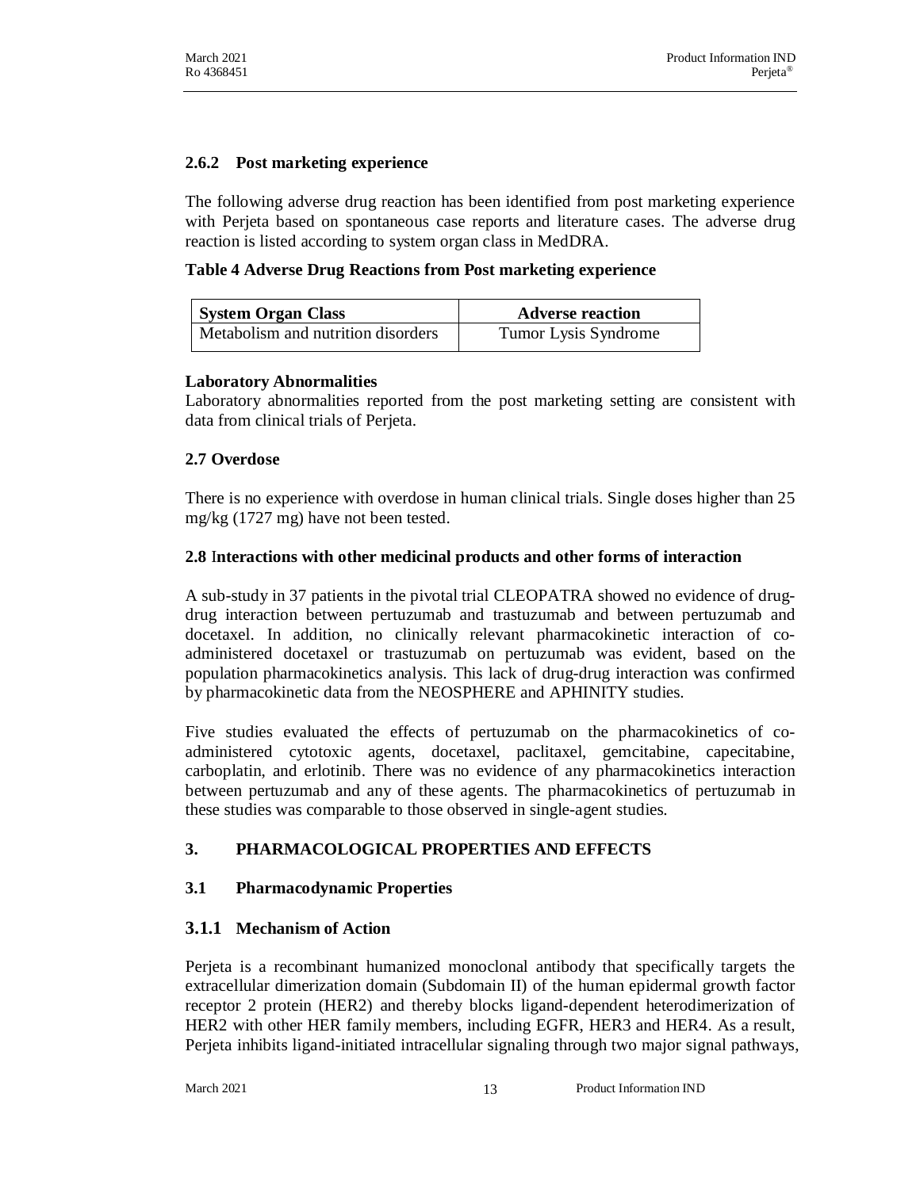### 2.6.2 Post marketing experience

The following adverse drug reaction has been identified from post marketing experience with Perjeta based on spontaneous case reports and literature cases. The adverse drug reaction is listed according to system organ class in MedDRA.

**Table 4 Adverse Drug Reactions from Post marketing experience**

| System Organ Class | Adverse reaction |
|---|---|
| Metabolism and nutrition disorders | Tumor Lysis Syndrome |

**Laboratory Abnormalities**

Laboratory abnormalities reported from the post marketing setting are consistent with data from clinical trials of Perjeta.

### 2.7 Overdose

There is no experience with overdose in human clinical trials. Single doses higher than 25 mg/kg (1727 mg) have not been tested.

### 2.8 Interactions with other medicinal products and other forms of interaction

A sub-study in 37 patients in the pivotal trial CLEOPATRA showed no evidence of drug-drug interaction between pertuzumab and trastuzumab and between pertuzumab and docetaxel. In addition, no clinically relevant pharmacokinetic interaction of co-administered docetaxel or trastuzumab on pertuzumab was evident, based on the population pharmacokinetics analysis. This lack of drug-drug interaction was confirmed by pharmacokinetic data from the NEOSPHERE and APHINITY studies.

Five studies evaluated the effects of pertuzumab on the pharmacokinetics of co-administered cytotoxic agents, docetaxel, paclitaxel, gemcitabine, capecitabine, carboplatin, and erlotinib. There was no evidence of any pharmacokinetics interaction between pertuzumab and any of these agents. The pharmacokinetics of pertuzumab in these studies was comparable to those observed in single-agent studies.

## 3. PHARMACOLOGICAL PROPERTIES AND EFFECTS

### 3.1 Pharmacodynamic Properties

### 3.1.1 Mechanism of Action

Perjeta is a recombinant humanized monoclonal antibody that specifically targets the extracellular dimerization domain (Subdomain II) of the human epidermal growth factor receptor 2 protein (HER2) and thereby blocks ligand-dependent heterodimerization of HER2 with other HER family members, including EGFR, HER3 and HER4. As a result, Perjeta inhibits ligand-initiated intracellular signaling through two major signal pathways,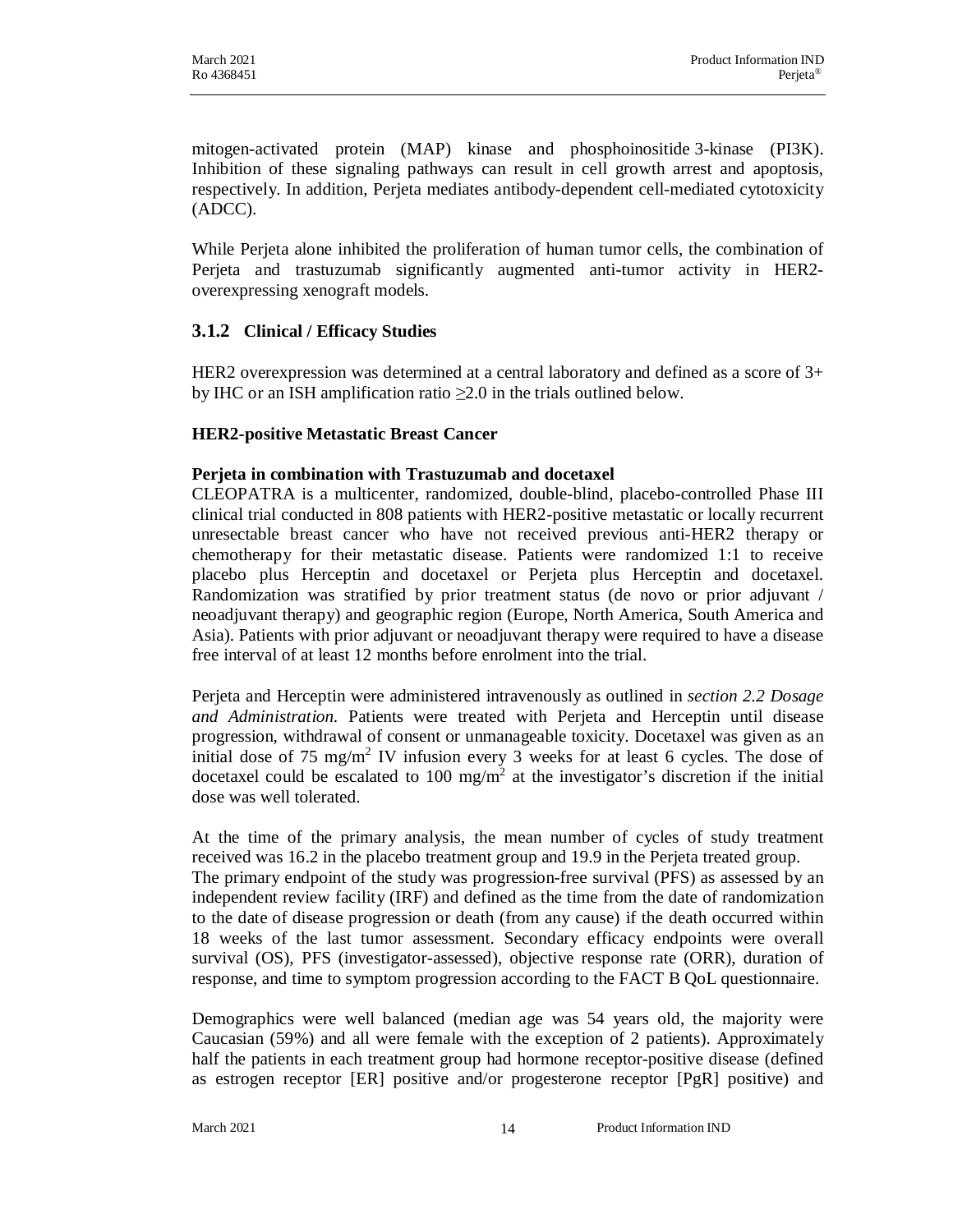mitogen-activated protein (MAP) kinase and phosphoinositide 3-kinase (PI3K). Inhibition of these signaling pathways can result in cell growth arrest and apoptosis, respectively. In addition, Perjeta mediates antibody-dependent cell-mediated cytotoxicity (ADCC).

While Perjeta alone inhibited the proliferation of human tumor cells, the combination of Perjeta and trastuzumab significantly augmented anti-tumor activity in HER2-overexpressing xenograft models.

### 3.1.2 Clinical / Efficacy Studies

HER2 overexpression was determined at a central laboratory and defined as a score of 3+ by IHC or an ISH amplification ratio ≥2.0 in the trials outlined below.

**HER2-positive Metastatic Breast Cancer**

**Perjeta in combination with Trastuzumab and docetaxel**

CLEOPATRA is a multicenter, randomized, double-blind, placebo-controlled Phase III clinical trial conducted in 808 patients with HER2-positive metastatic or locally recurrent unresectable breast cancer who have not received previous anti-HER2 therapy or chemotherapy for their metastatic disease. Patients were randomized 1:1 to receive placebo plus Herceptin and docetaxel or Perjeta plus Herceptin and docetaxel. Randomization was stratified by prior treatment status (de novo or prior adjuvant / neoadjuvant therapy) and geographic region (Europe, North America, South America and Asia). Patients with prior adjuvant or neoadjuvant therapy were required to have a disease free interval of at least 12 months before enrolment into the trial.

Perjeta and Herceptin were administered intravenously as outlined in *section 2.2 Dosage and Administration.* Patients were treated with Perjeta and Herceptin until disease progression, withdrawal of consent or unmanageable toxicity. Docetaxel was given as an initial dose of 75 mg/m$^2$ IV infusion every 3 weeks for at least 6 cycles. The dose of docetaxel could be escalated to 100 mg/m$^2$ at the investigator's discretion if the initial dose was well tolerated.

At the time of the primary analysis, the mean number of cycles of study treatment received was 16.2 in the placebo treatment group and 19.9 in the Perjeta treated group. The primary endpoint of the study was progression-free survival (PFS) as assessed by an independent review facility (IRF) and defined as the time from the date of randomization to the date of disease progression or death (from any cause) if the death occurred within 18 weeks of the last tumor assessment. Secondary efficacy endpoints were overall survival (OS), PFS (investigator-assessed), objective response rate (ORR), duration of response, and time to symptom progression according to the FACT B QoL questionnaire.

Demographics were well balanced (median age was 54 years old, the majority were Caucasian (59%) and all were female with the exception of 2 patients). Approximately half the patients in each treatment group had hormone receptor-positive disease (defined as estrogen receptor [ER] positive and/or progesterone receptor [PgR] positive) and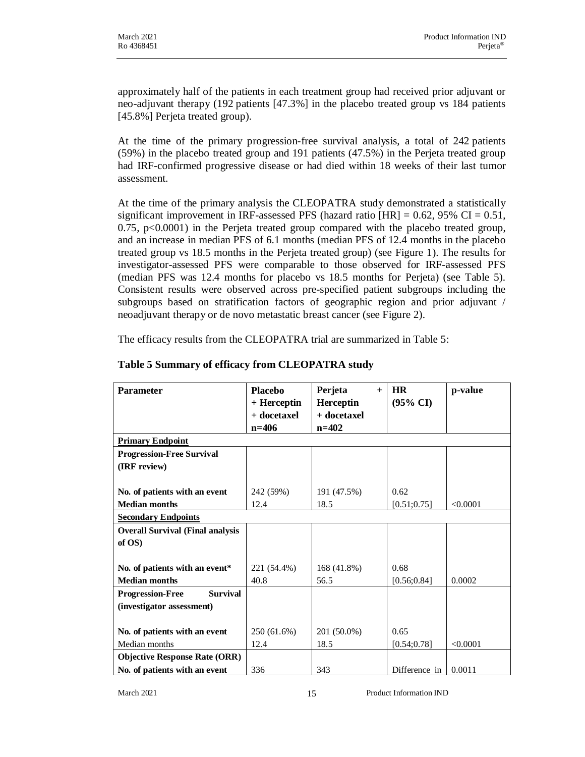approximately half of the patients in each treatment group had received prior adjuvant or neo-adjuvant therapy (192 patients [47.3%] in the placebo treated group vs 184 patients [45.8%] Perjeta treated group).

At the time of the primary progression-free survival analysis, a total of 242 patients (59%) in the placebo treated group and 191 patients (47.5%) in the Perjeta treated group had IRF-confirmed progressive disease or had died within 18 weeks of their last tumor assessment.

At the time of the primary analysis the CLEOPATRA study demonstrated a statistically significant improvement in IRF-assessed PFS (hazard ratio [HR] = 0.62, 95% CI = 0.51, 0.75, p<0.0001) in the Perjeta treated group compared with the placebo treated group, and an increase in median PFS of 6.1 months (median PFS of 12.4 months in the placebo treated group vs 18.5 months in the Perjeta treated group) (see Figure 1). The results for investigator-assessed PFS were comparable to those observed for IRF-assessed PFS (median PFS was 12.4 months for placebo vs 18.5 months for Perjeta) (see Table 5). Consistent results were observed across pre-specified patient subgroups including the subgroups based on stratification factors of geographic region and prior adjuvant / neoadjuvant therapy or de novo metastatic breast cancer (see Figure 2).

The efficacy results from the CLEOPATRA trial are summarized in Table 5:

**Table 5 Summary of efficacy from CLEOPATRA study**

| **Parameter** | **Placebo + Herceptin + docetaxel n=406** | **Perjeta + Herceptin + docetaxel n=402** | **HR (95% CI)** | **p-value** |
|---|---|---|---|---|
| **Primary Endpoint** | | | | |
| **Progression-Free Survival (IRF review)** | | | | |
| **No. of patients with an event** | 242 (59%) | 191 (47.5%) | 0.62 | |
| **Median months** | 12.4 | 18.5 | [0.51;0.75] | <0.0001 |
| **Secondary Endpoints** | | | | |
| **Overall Survival (Final analysis of OS)** | | | | |
| **No. of patients with an event*** | 221 (54.4%) | 168 (41.8%) | 0.68 | |
| **Median months** | 40.8 | 56.5 | [0.56;0.84] | 0.0002 |
| **Progression-Free Survival (investigator assessment)** | | | | |
| **No. of patients with an event** | 250 (61.6%) | 201 (50.0%) | 0.65 | |
| Median months | 12.4 | 18.5 | [0.54;0.78] | <0.0001 |
| **Objective Response Rate (ORR)** | | | | |
| **No. of patients with an event** | 336 | 343 | Difference in | 0.0011 |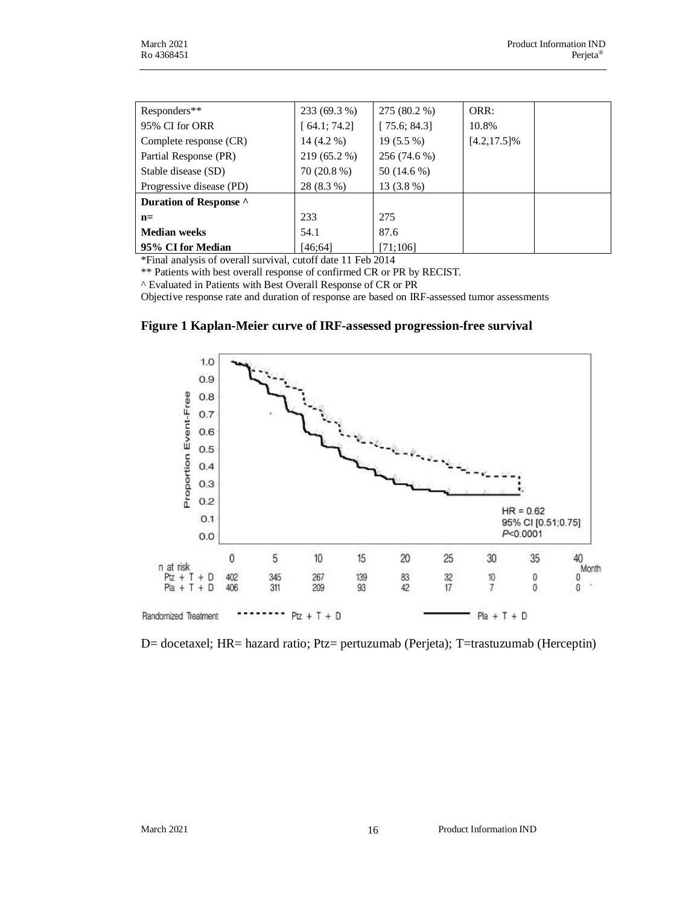| Responders** | 233 (69.3 %) | 275 (80.2 %) | ORR: | |
|---|---|---|---|---|
| 95% CI for ORR | [ 64.1; 74.2] | [ 75.6; 84.3] | 10.8% | |
| Complete response (CR) | 14 (4.2 %) | 19 (5.5 %) | [4.2,17.5]% | |
| Partial Response (PR) | 219 (65.2 %) | 256 (74.6 %) | | |
| Stable disease (SD) | 70 (20.8 %) | 50 (14.6 %) | | |
| Progressive disease (PD) | 28 (8.3 %) | 13 (3.8 %) | | |
| **Duration of Response ^** | | | | |
| **n=** | 233 | 275 | | |
| **Median weeks** | 54.1 | 87.6 | | |
| **95% CI for Median** | [46;64] | [71;106] | | |

*Final analysis of overall survival, cutoff date 11 Feb 2014

** Patients with best overall response of confirmed CR or PR by RECIST.

^ Evaluated in Patients with Best Overall Response of CR or PR

Objective response rate and duration of response are based on IRF-assessed tumor assessments

**Figure 1 Kaplan-Meier curve of IRF-assessed progression-free survival**

D= docetaxel; HR= hazard ratio; Ptz= pertuzumab (Perjeta); T=trastuzumab (Herceptin)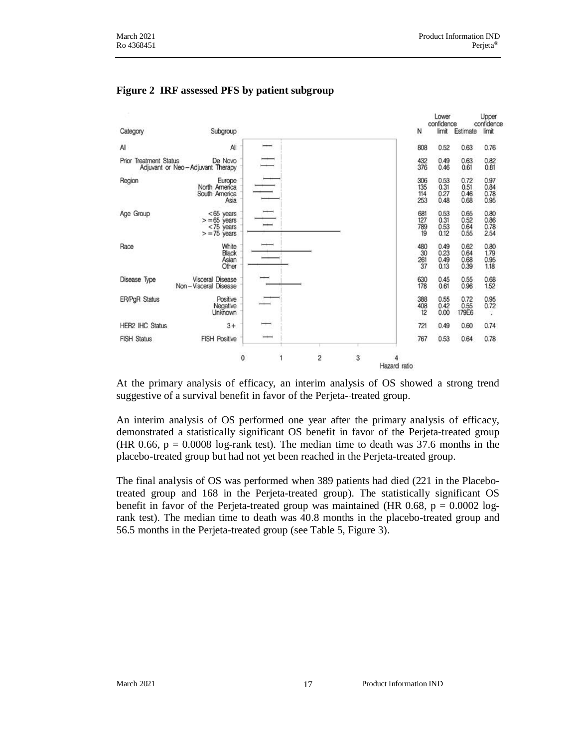**Figure 2 IRF assessed PFS by patient subgroup**

| Category | Subgroup | N | Lower confidence limit | Estimate | Upper confidence limit |
|---|---|---|---|---|---|
| All | All | 808 | 0.52 | 0.63 | 0.76 |
| Prior Treatment Status | De Novo | 432 | 0.49 | 0.63 | 0.82 |
| | Adjuvant or Neo – Adjuvant Therapy | 376 | 0.46 | 0.61 | 0.81 |
| Region | Europe | 306 | 0.53 | 0.72 | 0.97 |
| | North America | 135 | 0.31 | 0.51 | 0.84 |
| | South America | 114 | 0.27 | 0.46 | 0.78 |
| | Asia | 253 | 0.48 | 0.68 | 0.95 |
| Age Group | <65 years | 681 | 0.53 | 0.65 | 0.80 |
| | > =65 years | 127 | 0.31 | 0.52 | 0.86 |
| | <75 years | 789 | 0.53 | 0.64 | 0.78 |
| | > =75 years | 19 | 0.12 | 0.55 | 2.54 |
| Race | White | 480 | 0.49 | 0.62 | 0.80 |
| | Black | 30 | 0.23 | 0.64 | 1.79 |
| | Asian | 261 | 0.49 | 0.68 | 0.95 |
| | Other | 37 | 0.13 | 0.39 | 1.18 |
| Disease Type | Visceral Disease | 630 | 0.45 | 0.55 | 0.68 |
| | Non – Visceral Disease | 178 | 0.61 | 0.96 | 1.52 |
| ER/PgR Status | Positive | 388 | 0.55 | 0.72 | 0.95 |
| | Negative | 408 | 0.42 | 0.55 | 0.72 |
| | Unknown | 12 | 0.00 | 179E6 | . |
| HER2 IHC Status | 3+ | 721 | 0.49 | 0.60 | 0.74 |
| FISH Status | FISH Positive | 767 | 0.53 | 0.64 | 0.78 |

At the primary analysis of efficacy, an interim analysis of OS showed a strong trend suggestive of a survival benefit in favor of the Perjeta--treated group.

An interim analysis of OS performed one year after the primary analysis of efficacy, demonstrated a statistically significant OS benefit in favor of the Perjeta-treated group (HR 0.66, $p = 0.0008$ log-rank test). The median time to death was 37.6 months in the placebo-treated group but had not yet been reached in the Perjeta-treated group.

The final analysis of OS was performed when 389 patients had died (221 in the Placebo-treated group and 168 in the Perjeta-treated group). The statistically significant OS benefit in favor of the Perjeta-treated group was maintained (HR 0.68, $p = 0.0002$ log-rank test). The median time to death was 40.8 months in the placebo-treated group and 56.5 months in the Perjeta-treated group (see Table 5, Figure 3).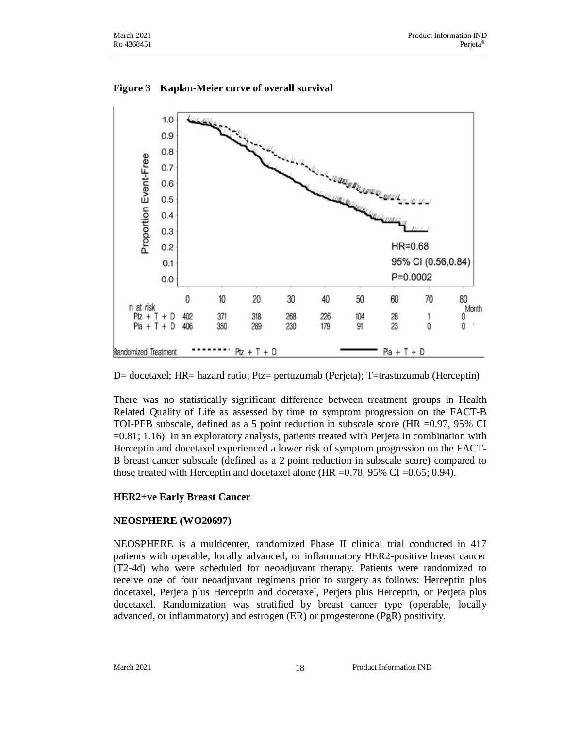**Figure 3 Kaplan-Meier curve of overall survival**

| n at risk | 0 | 10 | 20 | 30 | 40 | 50 | 60 | 70 | 80 |
|---|---|---|---|---|---|---|---|---|---|
| Ptz + T + D | 402 | 371 | 318 | 268 | 226 | 104 | 28 | 1 | 0 |
| Pla + T + D | 406 | 350 | 289 | 230 | 179 | 91 | 23 | 0 | 0 |

HR=0.68
95% CI (0.56,0.84)
P=0.0002

D= docetaxel; HR= hazard ratio; Ptz= pertuzumab (Perjeta); T=trastuzumab (Herceptin)

There was no statistically significant difference between treatment groups in Health Related Quality of Life as assessed by time to symptom progression on the FACT-B TOI-PFB subscale, defined as a 5 point reduction in subscale score (HR =0.97, 95% CI =0.81; 1.16). In an exploratory analysis, patients treated with Perjeta in combination with Herceptin and docetaxel experienced a lower risk of symptom progression on the FACT-B breast cancer subscale (defined as a 2 point reduction in subscale score) compared to those treated with Herceptin and docetaxel alone (HR =0.78, 95% CI =0.65; 0.94).

**HER2+ve Early Breast Cancer**

**NEOSPHERE (WO20697)**

NEOSPHERE is a multicenter, randomized Phase II clinical trial conducted in 417 patients with operable, locally advanced, or inflammatory HER2-positive breast cancer (T2-4d) who were scheduled for neoadjuvant therapy. Patients were randomized to receive one of four neoadjuvant regimens prior to surgery as follows: Herceptin plus docetaxel, Perjeta plus Herceptin and docetaxel, Perjeta plus Herceptin, or Perjeta plus docetaxel. Randomization was stratified by breast cancer type (operable, locally advanced, or inflammatory) and estrogen (ER) or progesterone (PgR) positivity.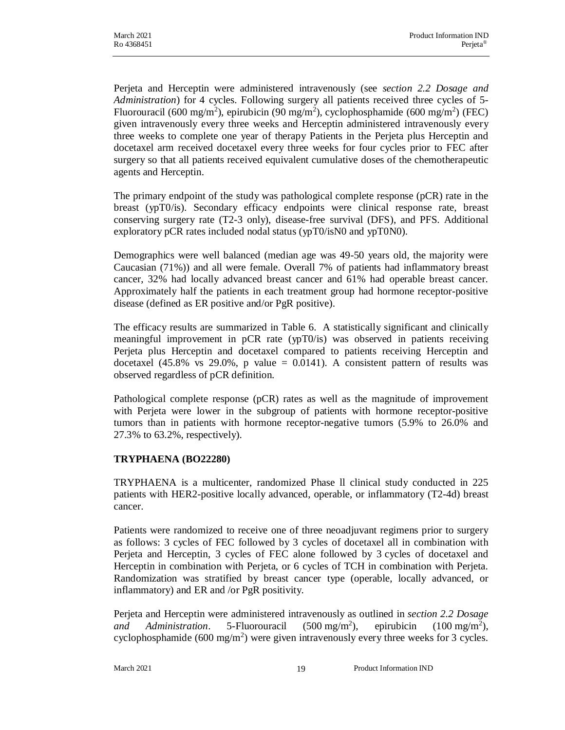Perjeta and Herceptin were administered intravenously (see *section 2.2 Dosage and Administration*) for 4 cycles. Following surgery all patients received three cycles of 5-Fluorouracil (600 mg/m$^2$), epirubicin (90 mg/m$^2$), cyclophosphamide (600 mg/m$^2$) (FEC) given intravenously every three weeks and Herceptin administered intravenously every three weeks to complete one year of therapy Patients in the Perjeta plus Herceptin and docetaxel arm received docetaxel every three weeks for four cycles prior to FEC after surgery so that all patients received equivalent cumulative doses of the chemotherapeutic agents and Herceptin.

The primary endpoint of the study was pathological complete response (pCR) rate in the breast (ypT0/is). Secondary efficacy endpoints were clinical response rate, breast conserving surgery rate (T2-3 only), disease-free survival (DFS), and PFS. Additional exploratory pCR rates included nodal status (ypT0/isN0 and ypT0N0).

Demographics were well balanced (median age was 49-50 years old, the majority were Caucasian (71%)) and all were female. Overall 7% of patients had inflammatory breast cancer, 32% had locally advanced breast cancer and 61% had operable breast cancer. Approximately half the patients in each treatment group had hormone receptor-positive disease (defined as ER positive and/or PgR positive).

The efficacy results are summarized in Table 6. A statistically significant and clinically meaningful improvement in pCR rate (ypT0/is) was observed in patients receiving Perjeta plus Herceptin and docetaxel compared to patients receiving Herceptin and docetaxel (45.8% vs 29.0%, p value = 0.0141). A consistent pattern of results was observed regardless of pCR definition.

Pathological complete response (pCR) rates as well as the magnitude of improvement with Perjeta were lower in the subgroup of patients with hormone receptor-positive tumors than in patients with hormone receptor-negative tumors (5.9% to 26.0% and 27.3% to 63.2%, respectively).

**TRYPHAENA (BO22280)**

TRYPHAENA is a multicenter, randomized Phase ll clinical study conducted in 225 patients with HER2-positive locally advanced, operable, or inflammatory (T2-4d) breast cancer.

Patients were randomized to receive one of three neoadjuvant regimens prior to surgery as follows: 3 cycles of FEC followed by 3 cycles of docetaxel all in combination with Perjeta and Herceptin, 3 cycles of FEC alone followed by 3 cycles of docetaxel and Herceptin in combination with Perjeta, or 6 cycles of TCH in combination with Perjeta. Randomization was stratified by breast cancer type (operable, locally advanced, or inflammatory) and ER and /or PgR positivity.

Perjeta and Herceptin were administered intravenously as outlined in *section 2.2 Dosage and Administration*. 5-Fluorouracil (500 mg/m$^2$), epirubicin (100 mg/m$^2$), cyclophosphamide (600 mg/m$^2$) were given intravenously every three weeks for 3 cycles.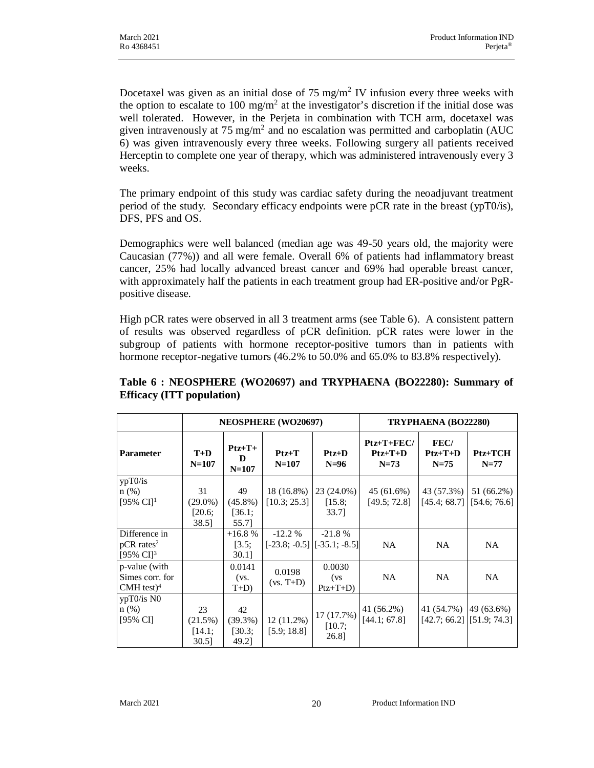Docetaxel was given as an initial dose of 75 mg/m$^2$ IV infusion every three weeks with the option to escalate to 100 mg/m$^2$ at the investigator's discretion if the initial dose was well tolerated. However, in the Perjeta in combination with TCH arm, docetaxel was given intravenously at 75 mg/m$^2$ and no escalation was permitted and carboplatin (AUC 6) was given intravenously every three weeks. Following surgery all patients received Herceptin to complete one year of therapy, which was administered intravenously every 3 weeks.

The primary endpoint of this study was cardiac safety during the neoadjuvant treatment period of the study. Secondary efficacy endpoints were pCR rate in the breast (ypT0/is), DFS, PFS and OS.

Demographics were well balanced (median age was 49-50 years old, the majority were Caucasian (77%)) and all were female. Overall 6% of patients had inflammatory breast cancer, 25% had locally advanced breast cancer and 69% had operable breast cancer, with approximately half the patients in each treatment group had ER-positive and/or PgR-positive disease.

High pCR rates were observed in all 3 treatment arms (see Table 6). A consistent pattern of results was observed regardless of pCR definition. pCR rates were lower in the subgroup of patients with hormone receptor-positive tumors than in patients with hormone receptor-negative tumors (46.2% to 50.0% and 65.0% to 83.8% respectively).

**Table 6 : NEOSPHERE (WO20697) and TRYPHAENA (BO22280): Summary of Efficacy (ITT population)**

| | NEOSPHERE (WO20697) | | | | TRYPHAENA (BO22280) | | |
|---|---|---|---|---|---|---|---|
| **Parameter** | **T+D N=107** | **Ptz+T+D N=107** | **Ptz+T N=107** | **Ptz+D N=96** | **Ptz+T+FEC/ Ptz+T+D N=73** | **FEC/ Ptz+T+D N=75** | **Ptz+TCH N=77** |
| ypT0/is n (%) [95% CI][1] | 31 (29.0%) [20.6; 38.5] | 49 (45.8%) [36.1; 55.7] | 18 (16.8%) [10.3; 25.3] | 23 (24.0%) [15.8; 33.7] | 45 (61.6%) [49.5; 72.8] | 43 (57.3%) [45.4; 68.7] | 51 (66.2%) [54.6; 76.6] |
| Difference in pCR rates[2] [95% CI][3] | | +16.8 % [3.5; 30.1] | -12.2 % [-23.8; -0.5] | -21.8 % [-35.1; -8.5] | NA | NA | NA |
| p-value (with Simes corr. for CMH test)[4] | | 0.0141 (vs. T+D) | 0.0198 (vs. T+D) | 0.0030 (vs Ptz+T+D) | NA | NA | NA |
| ypT0/is N0 n (%) [95% CI] | 23 (21.5%) [14.1; 30.5] | 42 (39.3%) [30.3; 49.2] | 12 (11.2%) [5.9; 18.8] | 17 (17.7%) [10.7; 26.8] | 41 (56.2%) [44.1; 67.8] | 41 (54.7%) [42.7; 66.2] | 49 (63.6%) [51.9; 74.3] |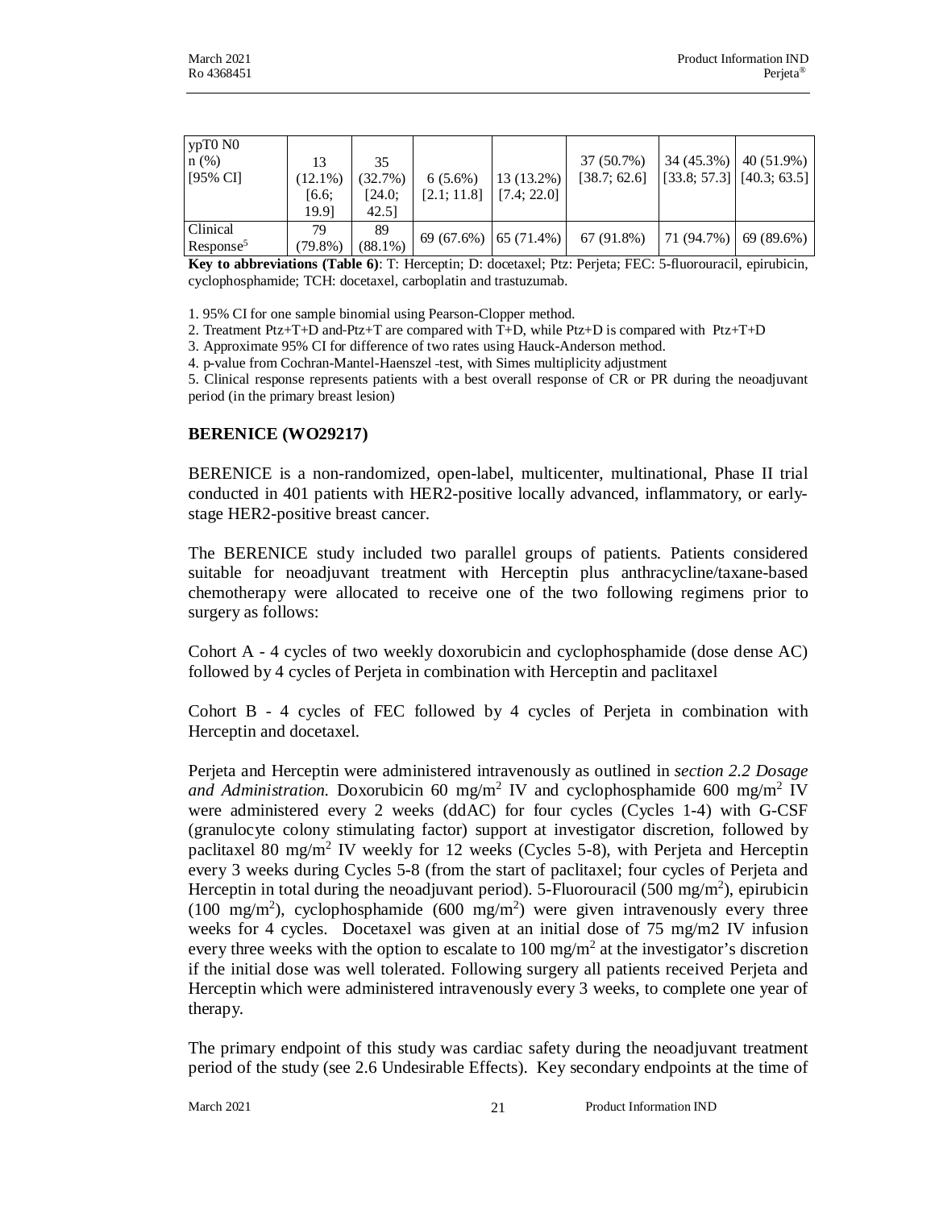| ypT0 N0 n (%) [95% CI] | 13 (12.1%) [6.6; 19.9] | 35 (32.7%) [24.0; 42.5] | 6 (5.6%) [2.1; 11.8] | 13 (13.2%) [7.4; 22.0] | 37 (50.7%) [38.7; 62.6] | 34 (45.3%) [33.8; 57.3] | 40 (51.9%) [40.3; 63.5] |
|---|---|---|---|---|---|---|---|
| Clinical Response[5] | 79 (79.8%) | 89 (88.1%) | 69 (67.6%) | 65 (71.4%) | 67 (91.8%) | 71 (94.7%) | 69 (89.6%) |

**Key to abbreviations (Table 6)**: T: Herceptin; D: docetaxel; Ptz: Perjeta; FEC: 5-fluorouracil, epirubicin, cyclophosphamide; TCH: docetaxel, carboplatin and trastuzumab.

1. 95% CI for one sample binomial using Pearson-Clopper method.
2. Treatment Ptz+T+D and Ptz+T are compared with T+D, while Ptz+D is compared with Ptz+T+D
3. Approximate 95% CI for difference of two rates using Hauck-Anderson method.
4. p-value from Cochran-Mantel-Haenszel -test, with Simes multiplicity adjustment
5. Clinical response represents patients with a best overall response of CR or PR during the neoadjuvant period (in the primary breast lesion)

## BERENICE (WO29217)

BERENICE is a non-randomized, open-label, multicenter, multinational, Phase II trial conducted in 401 patients with HER2-positive locally advanced, inflammatory, or early-stage HER2-positive breast cancer.

The BERENICE study included two parallel groups of patients. Patients considered suitable for neoadjuvant treatment with Herceptin plus anthracycline/taxane-based chemotherapy were allocated to receive one of the two following regimens prior to surgery as follows:

Cohort A - 4 cycles of two weekly doxorubicin and cyclophosphamide (dose dense AC) followed by 4 cycles of Perjeta in combination with Herceptin and paclitaxel

Cohort B - 4 cycles of FEC followed by 4 cycles of Perjeta in combination with Herceptin and docetaxel.

Perjeta and Herceptin were administered intravenously as outlined in *section 2.2 Dosage and Administration.* Doxorubicin 60 mg/m$^2$ IV and cyclophosphamide 600 mg/m$^2$ IV were administered every 2 weeks (ddAC) for four cycles (Cycles 1-4) with G-CSF (granulocyte colony stimulating factor) support at investigator discretion, followed by paclitaxel 80 mg/m$^2$ IV weekly for 12 weeks (Cycles 5-8), with Perjeta and Herceptin every 3 weeks during Cycles 5-8 (from the start of paclitaxel; four cycles of Perjeta and Herceptin in total during the neoadjuvant period). 5-Fluorouracil (500 mg/m$^2$), epirubicin (100 mg/m$^2$), cyclophosphamide (600 mg/m$^2$) were given intravenously every three weeks for 4 cycles. Docetaxel was given at an initial dose of 75 mg/m2 IV infusion every three weeks with the option to escalate to 100 mg/m$^2$ at the investigator's discretion if the initial dose was well tolerated. Following surgery all patients received Perjeta and Herceptin which were administered intravenously every 3 weeks, to complete one year of therapy.

The primary endpoint of this study was cardiac safety during the neoadjuvant treatment period of the study (see 2.6 Undesirable Effects). Key secondary endpoints at the time of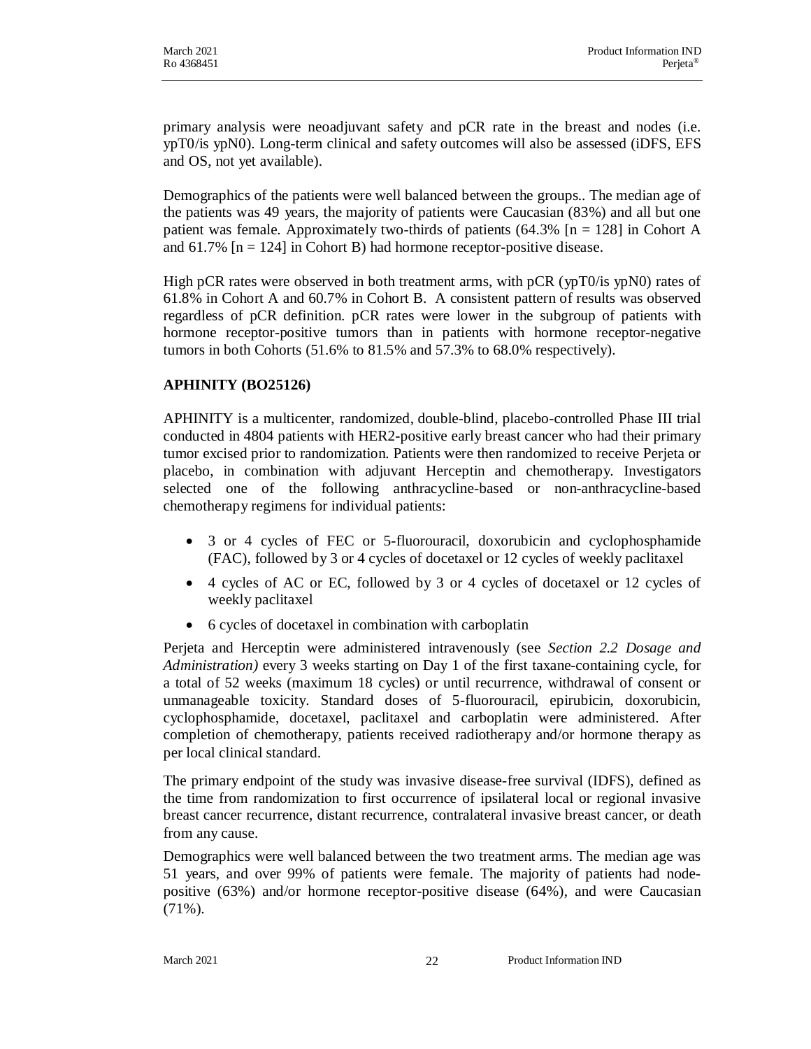primary analysis were neoadjuvant safety and pCR rate in the breast and nodes (i.e. ypT0/is ypN0). Long-term clinical and safety outcomes will also be assessed (iDFS, EFS and OS, not yet available).

Demographics of the patients were well balanced between the groups.. The median age of the patients was 49 years, the majority of patients were Caucasian (83%) and all but one patient was female. Approximately two-thirds of patients (64.3% [n = 128] in Cohort A and 61.7% [n = 124] in Cohort B) had hormone receptor-positive disease.

High pCR rates were observed in both treatment arms, with pCR (ypT0/is ypN0) rates of 61.8% in Cohort A and 60.7% in Cohort B. A consistent pattern of results was observed regardless of pCR definition. pCR rates were lower in the subgroup of patients with hormone receptor-positive tumors than in patients with hormone receptor-negative tumors in both Cohorts (51.6% to 81.5% and 57.3% to 68.0% respectively).

**APHINITY (BO25126)**

APHINITY is a multicenter, randomized, double-blind, placebo-controlled Phase III trial conducted in 4804 patients with HER2-positive early breast cancer who had their primary tumor excised prior to randomization. Patients were then randomized to receive Perjeta or placebo, in combination with adjuvant Herceptin and chemotherapy. Investigators selected one of the following anthracycline-based or non-anthracycline-based chemotherapy regimens for individual patients:

- 3 or 4 cycles of FEC or 5-fluorouracil, doxorubicin and cyclophosphamide (FAC), followed by 3 or 4 cycles of docetaxel or 12 cycles of weekly paclitaxel
- 4 cycles of AC or EC, followed by 3 or 4 cycles of docetaxel or 12 cycles of weekly paclitaxel
- 6 cycles of docetaxel in combination with carboplatin

Perjeta and Herceptin were administered intravenously (see *Section 2.2 Dosage and Administration)* every 3 weeks starting on Day 1 of the first taxane-containing cycle, for a total of 52 weeks (maximum 18 cycles) or until recurrence, withdrawal of consent or unmanageable toxicity. Standard doses of 5-fluorouracil, epirubicin, doxorubicin, cyclophosphamide, docetaxel, paclitaxel and carboplatin were administered. After completion of chemotherapy, patients received radiotherapy and/or hormone therapy as per local clinical standard.

The primary endpoint of the study was invasive disease-free survival (IDFS), defined as the time from randomization to first occurrence of ipsilateral local or regional invasive breast cancer recurrence, distant recurrence, contralateral invasive breast cancer, or death from any cause.

Demographics were well balanced between the two treatment arms. The median age was 51 years, and over 99% of patients were female. The majority of patients had node-positive (63%) and/or hormone receptor-positive disease (64%), and were Caucasian (71%).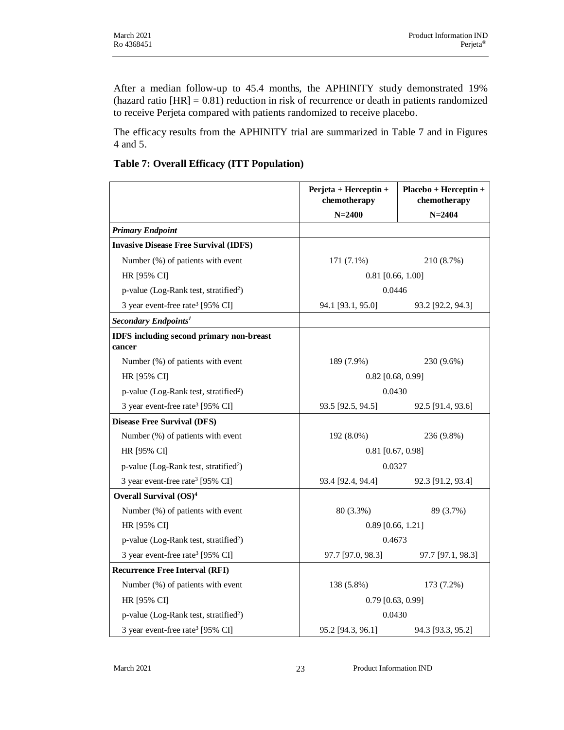After a median follow-up to 45.4 months, the APHINITY study demonstrated 19% (hazard ratio [HR] = 0.81) reduction in risk of recurrence or death in patients randomized to receive Perjeta compared with patients randomized to receive placebo.

The efficacy results from the APHINITY trial are summarized in Table 7 and in Figures 4 and 5.

**Table 7: Overall Efficacy (ITT Population)**

| | Perjeta + Herceptin + chemotherapy N=2400 | Placebo + Herceptin + chemotherapy N=2404 |
|---|---|---|
| ***Primary Endpoint*** | | |
| **Invasive Disease Free Survival (IDFS)** | | |
| Number (%) of patients with event | 171 (7.1%) | 210 (8.7%) |
| HR [95% CI] | 0.81 [0.66, 1.00] | |
| p-value (Log-Rank test, stratified[2]) | 0.0446 | |
| 3 year event-free rate[3] [95% CI] | 94.1 [93.1, 95.0] | 93.2 [92.2, 94.3] |
| ***Secondary Endpoints[1]*** | | |
| **IDFS including second primary non-breast cancer** | | |
| Number (%) of patients with event | 189 (7.9%) | 230 (9.6%) |
| HR [95% CI] | 0.82 [0.68, 0.99] | |
| p-value (Log-Rank test, stratified[2]) | 0.0430 | |
| 3 year event-free rate[3] [95% CI] | 93.5 [92.5, 94.5] | 92.5 [91.4, 93.6] |
| **Disease Free Survival (DFS)** | | |
| Number (%) of patients with event | 192 (8.0%) | 236 (9.8%) |
| HR [95% CI] | 0.81 [0.67, 0.98] | |
| p-value (Log-Rank test, stratified[2]) | 0.0327 | |
| 3 year event-free rate[3] [95% CI] | 93.4 [92.4, 94.4] | 92.3 [91.2, 93.4] |
| **Overall Survival (OS)[4]** | | |
| Number (%) of patients with event | 80 (3.3%) | 89 (3.7%) |
| HR [95% CI] | 0.89 [0.66, 1.21] | |
| p-value (Log-Rank test, stratified[2]) | 0.4673 | |
| 3 year event-free rate[3] [95% CI] | 97.7 [97.0, 98.3] | 97.7 [97.1, 98.3] |
| **Recurrence Free Interval (RFI)** | | |
| Number (%) of patients with event | 138 (5.8%) | 173 (7.2%) |
| HR [95% CI] | 0.79 [0.63, 0.99] | |
| p-value (Log-Rank test, stratified[2]) | 0.0430 | |
| 3 year event-free rate[3] [95% CI] | 95.2 [94.3, 96.1] | 94.3 [93.3, 95.2] |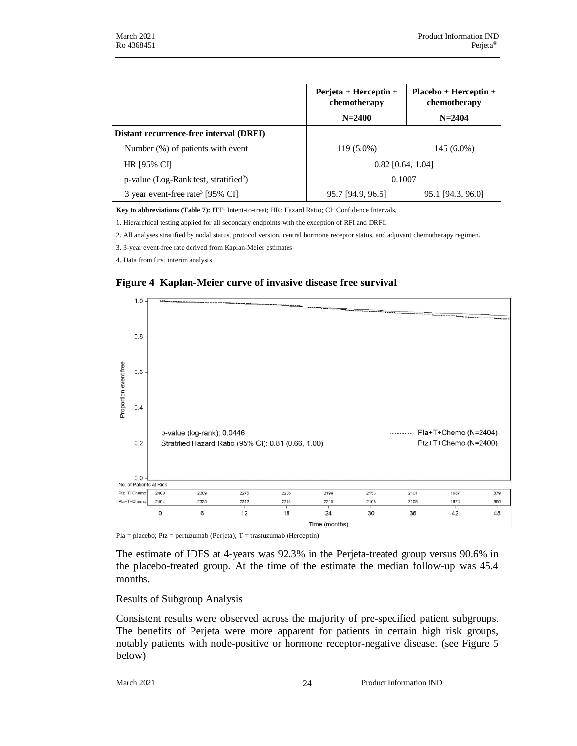| | Perjeta + Herceptin + chemotherapy N=2400 | Placebo + Herceptin + chemotherapy N=2404 |
|---|---|---|
| **Distant recurrence-free interval (DRFI)** | | |
| Number (%) of patients with event | 119 (5.0%) | 145 (6.0%) |
| HR [95% CI] | 0.82 [0.64, 1.04] | |
| p-value (Log-Rank test, stratified[2]) | 0.1007 | |
| 3 year event-free rate[3] [95% CI] | 95.7 [94.9, 96.5] | 95.1 [94.3, 96.0] |

**Key to abbreviations (Table 7):** ITT: Intent-to-treat; HR: Hazard Ratio; CI: Confidence Intervals,

1. Hierarchical testing applied for all secondary endpoints with the exception of RFI and DRFI.

2. All analyses stratified by nodal status, protocol version, central hormone receptor status, and adjuvant chemotherapy regimen.

3. 3-year event-free rate derived from Kaplan-Meier estimates

4. Data from first interim analysis

**Figure 4 Kaplan-Meier curve of invasive disease free survival**

p-value (log-rank): 0.0446
Stratified Hazard Ratio (95% CI): 0.81 (0.66, 1.00)

No. of Patients at Risk

| Time (months) | 0 | 6 | 12 | 18 | 24 | 30 | 36 | 42 | 48 |
|---|---|---|---|---|---|---|---|---|---|
| Ptz+T+Chemo | 2400 | 2309 | 2275 | 2236 | 2199 | 2153 | 2101 | 1687 | 879 |
| Pla+T+Chemo | 2404 | 2335 | 2312 | 2274 | 2215 | 2168 | 2108 | 1674 | 866 |

Pla = placebo; Ptz = pertuzumab (Perjeta); T = trastuzumab (Herceptin)

The estimate of IDFS at 4-years was 92.3% in the Perjeta-treated group versus 90.6% in the placebo-treated group. At the time of the estimate the median follow-up was 45.4 months.

Results of Subgroup Analysis

Consistent results were observed across the majority of pre-specified patient subgroups. The benefits of Perjeta were more apparent for patients in certain high risk groups, notably patients with node-positive or hormone receptor-negative disease. (see Figure 5 below)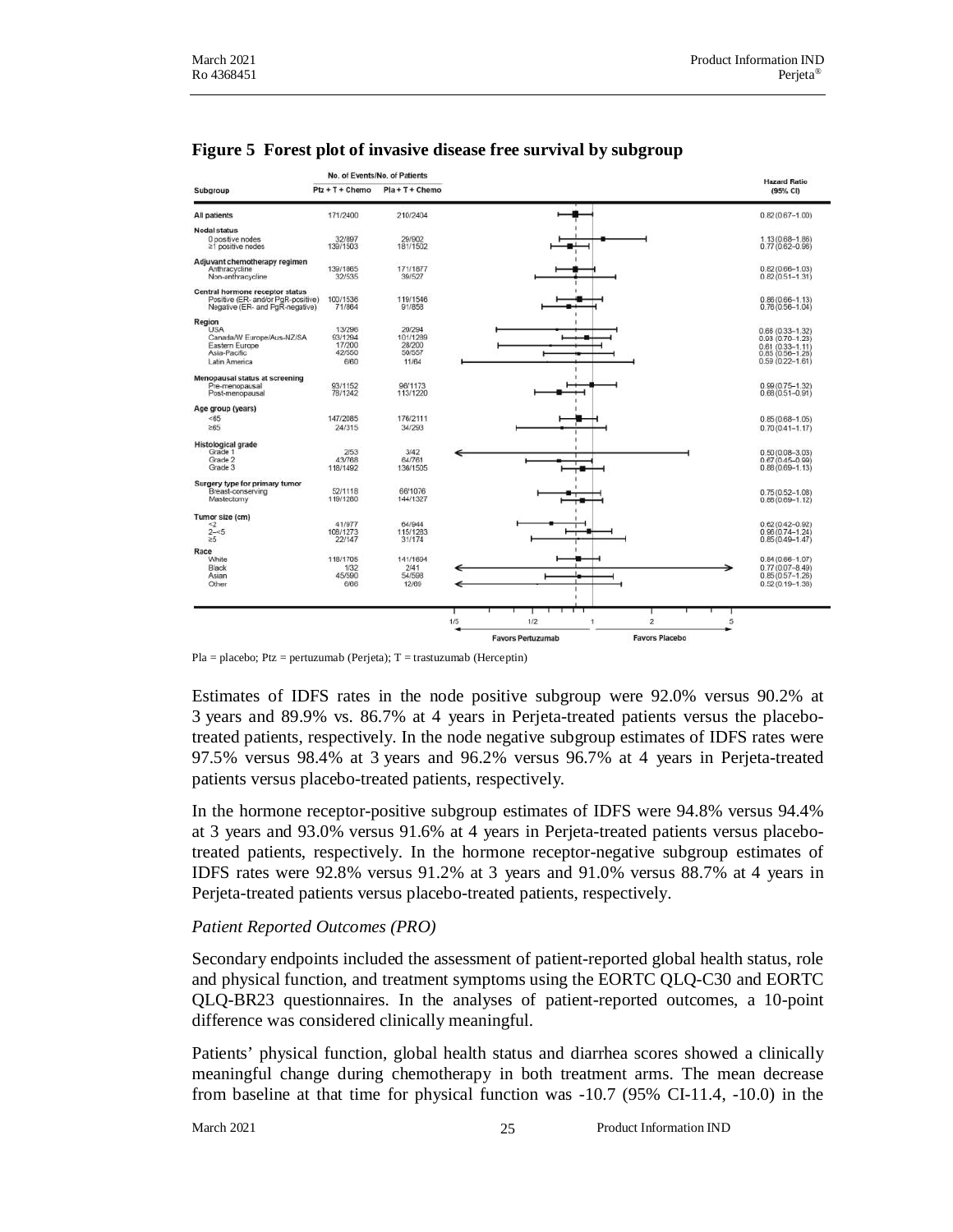**Figure 5 Forest plot of invasive disease free survival by subgroup**

| Subgroup | No. of Events/No. of Patients Ptz + T + Chemo | Pla + T + Chemo | Hazard Ratio (95% CI) |
|---|---|---|---|
| All patients | 171/2400 | 210/2404 | 0.82 (0.67–1.00) |
| **Nodal status** | | | |
| 0 positive nodes | 32/897 | 29/902 | 1.13 (0.68–1.86) |
| ≥1 positive nodes | 139/1503 | 181/1502 | 0.77 (0.62–0.96) |
| **Adjuvant chemotherapy regimen** | | | |
| Anthracycline | 139/1865 | 171/1877 | 0.82 (0.66–1.03) |
| Non-anthracycline | 32/535 | 39/527 | 0.82 (0.51–1.31) |
| **Central hormone receptor status** | | | |
| Positive (ER- and/or PgR-positive) | 100/1536 | 119/1546 | 0.86 (0.66–1.13) |
| Negative (ER- and PgR-negative) | 71/864 | 91/858 | 0.76 (0.56–1.04) |
| **Region** | | | |
| USA | 13/296 | 20/294 | 0.68 (0.33–1.32) |
| Canada/W Europe/Aus-NZ/SA | 93/1294 | 101/1289 | 0.93 (0.70–1.23) |
| Eastern Europe | 17/200 | 28/200 | 0.61 (0.33–1.11) |
| Asia-Pacific | 42/550 | 50/557 | 0.85 (0.56–1.28) |
| Latin America | 6/60 | 11/64 | 0.59 (0.22–1.61) |
| **Menopausal status at screening** | | | |
| Pre-menopausal | 93/1152 | 96/1173 | 0.99 (0.75–1.32) |
| Post-menopausal | 78/1242 | 113/1220 | 0.68 (0.51–0.91) |
| **Age group (years)** | | | |
| <65 | 147/2085 | 176/2111 | 0.85 (0.68–1.05) |
| ≥65 | 24/315 | 34/293 | 0.70 (0.41–1.17) |
| **Histological grade** | | | |
| Grade 1 | 2/53 | 3/42 | 0.50 (0.08–3.03) |
| Grade 2 | 43/768 | 64/761 | 0.67 (0.45–0.99) |
| Grade 3 | 118/1492 | 136/1505 | 0.88 (0.69–1.13) |
| **Surgery type for primary tumor** | | | |
| Breast-conserving | 52/1118 | 66/1076 | 0.75 (0.52–1.08) |
| Mastectomy | 119/1280 | 144/1327 | 0.88 (0.69–1.12) |
| **Tumor size (cm)** | | | |
| <2 | 41/977 | 64/944 | 0.62 (0.42–0.92) |
| 2–<5 | 108/1273 | 115/1283 | 0.96 (0.74–1.24) |
| ≥5 | 22/147 | 31/174 | 0.85 (0.49–1.47) |
| **Race** | | | |
| White | 118/1705 | 141/1694 | 0.84 (0.66–1.07) |
| Black | 1/32 | 2/41 | 0.77 (0.07–8.49) |
| Asian | 45/590 | 54/598 | 0.85 (0.57–1.26) |
| Other | 6/66 | 12/69 | 0.52 (0.19–1.39) |

Favors Pertuzumab ← → Favors Placebo

Pla = placebo; Ptz = pertuzumab (Perjeta); T = trastuzumab (Herceptin)

Estimates of IDFS rates in the node positive subgroup were 92.0% versus 90.2% at 3 years and 89.9% vs. 86.7% at 4 years in Perjeta-treated patients versus the placebo-treated patients, respectively. In the node negative subgroup estimates of IDFS rates were 97.5% versus 98.4% at 3 years and 96.2% versus 96.7% at 4 years in Perjeta-treated patients versus placebo-treated patients, respectively.

In the hormone receptor-positive subgroup estimates of IDFS were 94.8% versus 94.4% at 3 years and 93.0% versus 91.6% at 4 years in Perjeta-treated patients versus placebo-treated patients, respectively. In the hormone receptor-negative subgroup estimates of IDFS rates were 92.8% versus 91.2% at 3 years and 91.0% versus 88.7% at 4 years in Perjeta-treated patients versus placebo-treated patients, respectively.

*Patient Reported Outcomes (PRO)*

Secondary endpoints included the assessment of patient-reported global health status, role and physical function, and treatment symptoms using the EORTC QLQ-C30 and EORTC QLQ-BR23 questionnaires. In the analyses of patient-reported outcomes, a 10-point difference was considered clinically meaningful.

Patients' physical function, global health status and diarrhea scores showed a clinically meaningful change during chemotherapy in both treatment arms. The mean decrease from baseline at that time for physical function was -10.7 (95% CI-11.4, -10.0) in the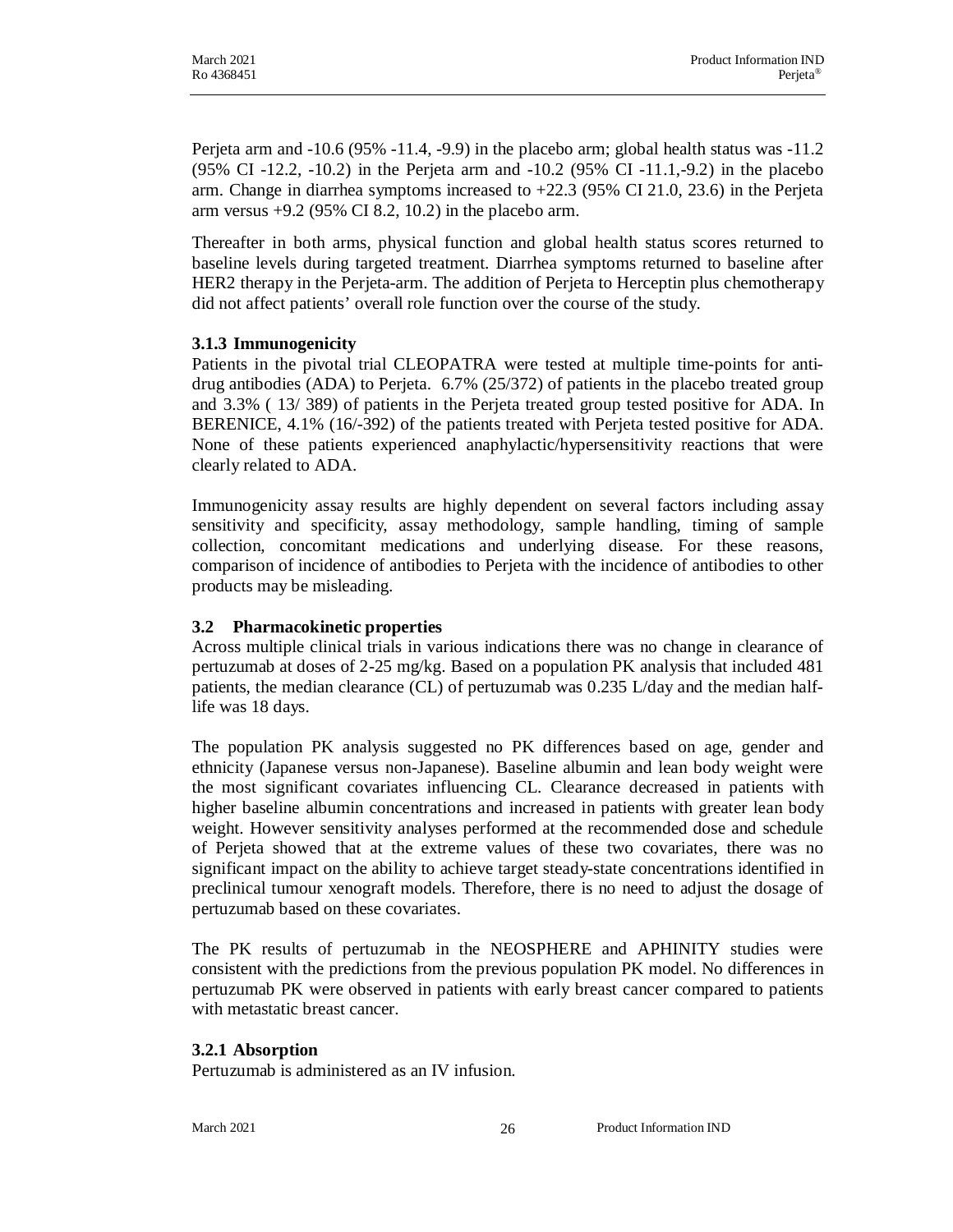Perjeta arm and -10.6 (95% -11.4, -9.9) in the placebo arm; global health status was -11.2 (95% CI -12.2, -10.2) in the Perjeta arm and -10.2 (95% CI -11.1,-9.2) in the placebo arm. Change in diarrhea symptoms increased to +22.3 (95% CI 21.0, 23.6) in the Perjeta arm versus +9.2 (95% CI 8.2, 10.2) in the placebo arm.

Thereafter in both arms, physical function and global health status scores returned to baseline levels during targeted treatment. Diarrhea symptoms returned to baseline after HER2 therapy in the Perjeta-arm. The addition of Perjeta to Herceptin plus chemotherapy did not affect patients' overall role function over the course of the study.

### 3.1.3 Immunogenicity

Patients in the pivotal trial CLEOPATRA were tested at multiple time-points for anti-drug antibodies (ADA) to Perjeta. 6.7% (25/372) of patients in the placebo treated group and 3.3% ( 13/ 389) of patients in the Perjeta treated group tested positive for ADA. In BERENICE, 4.1% (16/-392) of the patients treated with Perjeta tested positive for ADA. None of these patients experienced anaphylactic/hypersensitivity reactions that were clearly related to ADA.

Immunogenicity assay results are highly dependent on several factors including assay sensitivity and specificity, assay methodology, sample handling, timing of sample collection, concomitant medications and underlying disease. For these reasons, comparison of incidence of antibodies to Perjeta with the incidence of antibodies to other products may be misleading.

## 3.2 Pharmacokinetic properties

Across multiple clinical trials in various indications there was no change in clearance of pertuzumab at doses of 2-25 mg/kg. Based on a population PK analysis that included 481 patients, the median clearance (CL) of pertuzumab was 0.235 L/day and the median half-life was 18 days.

The population PK analysis suggested no PK differences based on age, gender and ethnicity (Japanese versus non-Japanese). Baseline albumin and lean body weight were the most significant covariates influencing CL. Clearance decreased in patients with higher baseline albumin concentrations and increased in patients with greater lean body weight. However sensitivity analyses performed at the recommended dose and schedule of Perjeta showed that at the extreme values of these two covariates, there was no significant impact on the ability to achieve target steady-state concentrations identified in preclinical tumour xenograft models. Therefore, there is no need to adjust the dosage of pertuzumab based on these covariates.

The PK results of pertuzumab in the NEOSPHERE and APHINITY studies were consistent with the predictions from the previous population PK model. No differences in pertuzumab PK were observed in patients with early breast cancer compared to patients with metastatic breast cancer.

### 3.2.1 Absorption

Pertuzumab is administered as an IV infusion.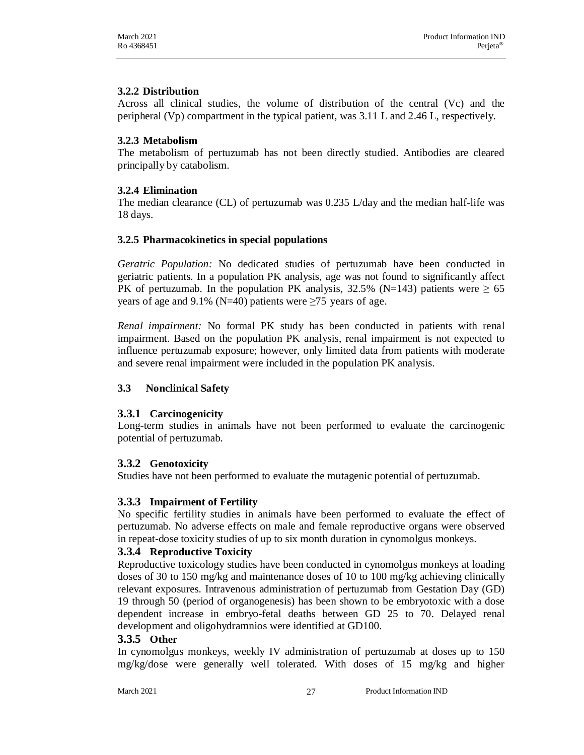### 3.2.2 Distribution

Across all clinical studies, the volume of distribution of the central (Vc) and the peripheral (Vp) compartment in the typical patient, was 3.11 L and 2.46 L, respectively.

### 3.2.3 Metabolism

The metabolism of pertuzumab has not been directly studied. Antibodies are cleared principally by catabolism.

### 3.2.4 Elimination

The median clearance (CL) of pertuzumab was 0.235 L/day and the median half-life was 18 days.

### 3.2.5 Pharmacokinetics in special populations

*Geratric Population:* No dedicated studies of pertuzumab have been conducted in geriatric patients. In a population PK analysis, age was not found to significantly affect PK of pertuzumab. In the population PK analysis, 32.5% (N=143) patients were ≥ 65 years of age and 9.1% (N=40) patients were ≥75 years of age.

*Renal impairment:* No formal PK study has been conducted in patients with renal impairment. Based on the population PK analysis, renal impairment is not expected to influence pertuzumab exposure; however, only limited data from patients with moderate and severe renal impairment were included in the population PK analysis.

## 3.3 Nonclinical Safety

### 3.3.1 Carcinogenicity

Long-term studies in animals have not been performed to evaluate the carcinogenic potential of pertuzumab.

### 3.3.2 Genotoxicity

Studies have not been performed to evaluate the mutagenic potential of pertuzumab.

### 3.3.3 Impairment of Fertility

No specific fertility studies in animals have been performed to evaluate the effect of pertuzumab. No adverse effects on male and female reproductive organs were observed in repeat-dose toxicity studies of up to six month duration in cynomolgus monkeys.

### 3.3.4 Reproductive Toxicity

Reproductive toxicology studies have been conducted in cynomolgus monkeys at loading doses of 30 to 150 mg/kg and maintenance doses of 10 to 100 mg/kg achieving clinically relevant exposures. Intravenous administration of pertuzumab from Gestation Day (GD) 19 through 50 (period of organogenesis) has been shown to be embryotoxic with a dose dependent increase in embryo-fetal deaths between GD 25 to 70. Delayed renal development and oligohydramnios were identified at GD100.

### 3.3.5 Other

In cynomolgus monkeys, weekly IV administration of pertuzumab at doses up to 150 mg/kg/dose were generally well tolerated. With doses of 15 mg/kg and higher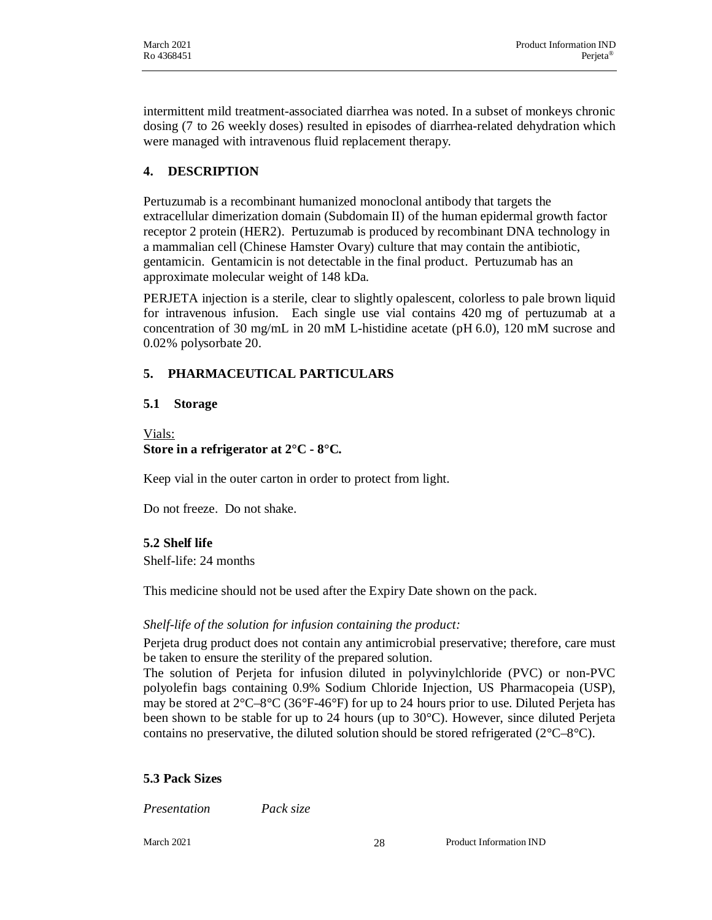intermittent mild treatment-associated diarrhea was noted. In a subset of monkeys chronic dosing (7 to 26 weekly doses) resulted in episodes of diarrhea-related dehydration which were managed with intravenous fluid replacement therapy.

## 4. DESCRIPTION

Pertuzumab is a recombinant humanized monoclonal antibody that targets the extracellular dimerization domain (Subdomain II) of the human epidermal growth factor receptor 2 protein (HER2). Pertuzumab is produced by recombinant DNA technology in a mammalian cell (Chinese Hamster Ovary) culture that may contain the antibiotic, gentamicin. Gentamicin is not detectable in the final product. Pertuzumab has an approximate molecular weight of 148 kDa.

PERJETA injection is a sterile, clear to slightly opalescent, colorless to pale brown liquid for intravenous infusion. Each single use vial contains 420 mg of pertuzumab at a concentration of 30 mg/mL in 20 mM L-histidine acetate (pH 6.0), 120 mM sucrose and 0.02% polysorbate 20.

## 5. PHARMACEUTICAL PARTICULARS

### 5.1 Storage

Vials:

**Store in a refrigerator at 2°C - 8°C.**

Keep vial in the outer carton in order to protect from light.

Do not freeze. Do not shake.

### 5.2 Shelf life

Shelf-life: 24 months

This medicine should not be used after the Expiry Date shown on the pack.

*Shelf-life of the solution for infusion containing the product:*

Perjeta drug product does not contain any antimicrobial preservative; therefore, care must be taken to ensure the sterility of the prepared solution.

The solution of Perjeta for infusion diluted in polyvinylchloride (PVC) or non-PVC polyolefin bags containing 0.9% Sodium Chloride Injection, US Pharmacopeia (USP), may be stored at 2°C–8°C (36°F-46°F) for up to 24 hours prior to use. Diluted Perjeta has been shown to be stable for up to 24 hours (up to 30°C). However, since diluted Perjeta contains no preservative, the diluted solution should be stored refrigerated (2°C–8°C).

### 5.3 Pack Sizes

*Presentation* *Pack size*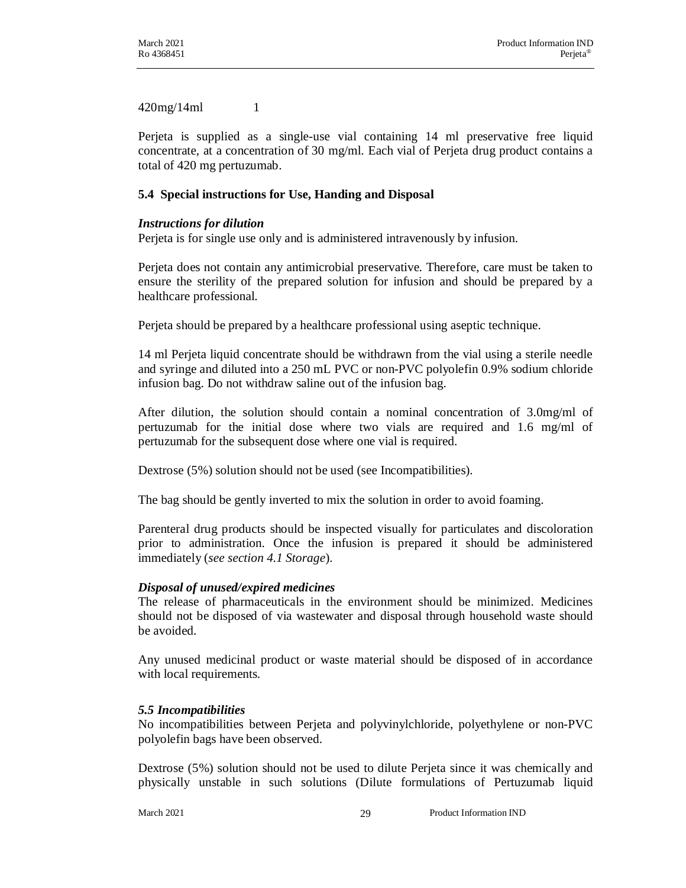| 420mg/14ml | 1 |
|---|---|

Perjeta is supplied as a single-use vial containing 14 ml preservative free liquid concentrate, at a concentration of 30 mg/ml. Each vial of Perjeta drug product contains a total of 420 mg pertuzumab.

## 5.4 Special instructions for Use, Handing and Disposal

***Instructions for dilution***

Perjeta is for single use only and is administered intravenously by infusion.

Perjeta does not contain any antimicrobial preservative. Therefore, care must be taken to ensure the sterility of the prepared solution for infusion and should be prepared by a healthcare professional.

Perjeta should be prepared by a healthcare professional using aseptic technique.

14 ml Perjeta liquid concentrate should be withdrawn from the vial using a sterile needle and syringe and diluted into a 250 mL PVC or non-PVC polyolefin 0.9% sodium chloride infusion bag. Do not withdraw saline out of the infusion bag.

After dilution, the solution should contain a nominal concentration of 3.0mg/ml of pertuzumab for the initial dose where two vials are required and 1.6 mg/ml of pertuzumab for the subsequent dose where one vial is required.

Dextrose (5%) solution should not be used (see Incompatibilities).

The bag should be gently inverted to mix the solution in order to avoid foaming.

Parenteral drug products should be inspected visually for particulates and discoloration prior to administration. Once the infusion is prepared it should be administered immediately (*see section 4.1 Storage*).

***Disposal of unused/expired medicines***

The release of pharmaceuticals in the environment should be minimized. Medicines should not be disposed of via wastewater and disposal through household waste should be avoided.

Any unused medicinal product or waste material should be disposed of in accordance with local requirements.

***5.5 Incompatibilities***

No incompatibilities between Perjeta and polyvinylchloride, polyethylene or non-PVC polyolefin bags have been observed.

Dextrose (5%) solution should not be used to dilute Perjeta since it was chemically and physically unstable in such solutions (Dilute formulations of Pertuzumab liquid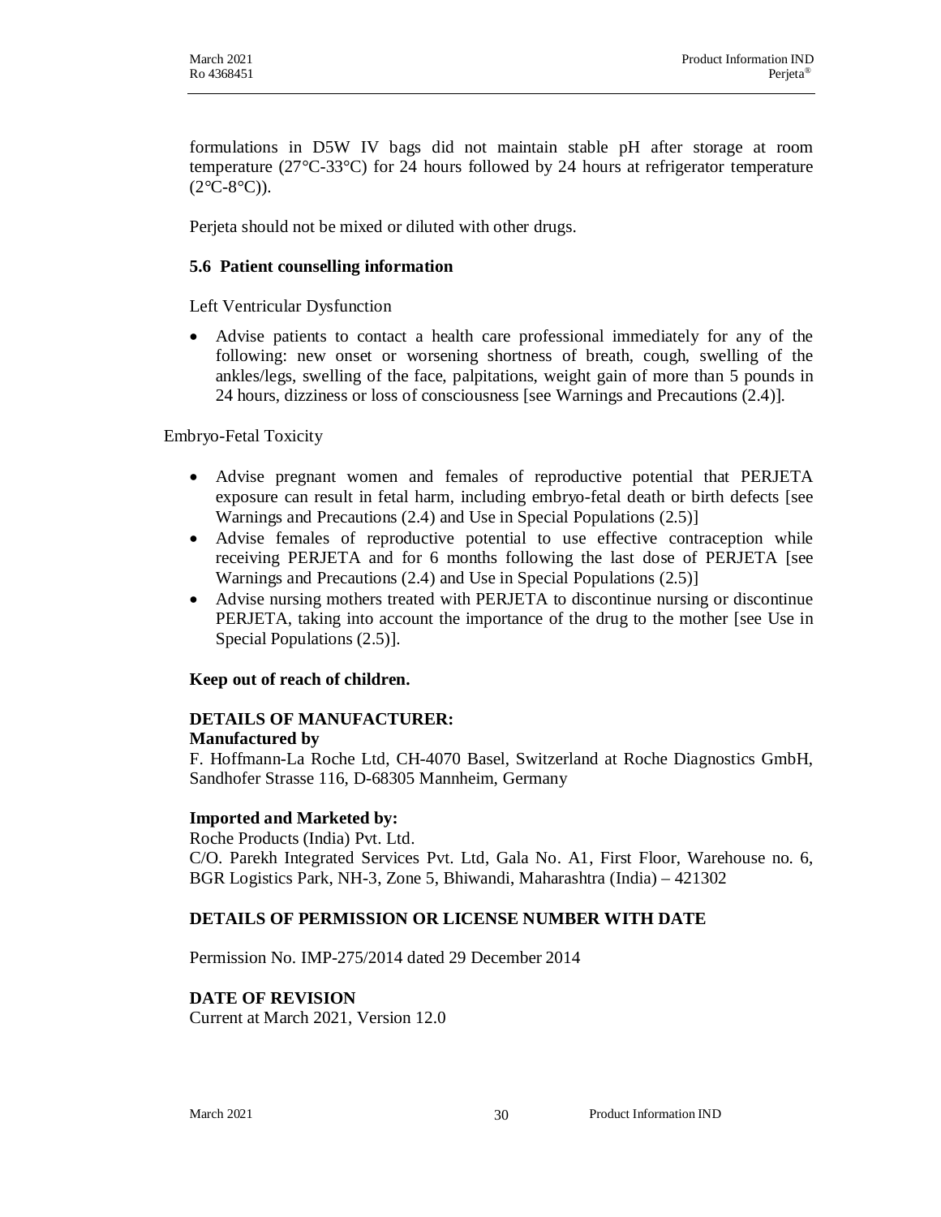formulations in D5W IV bags did not maintain stable pH after storage at room temperature (27°C-33°C) for 24 hours followed by 24 hours at refrigerator temperature (2°C-8°C)).

Perjeta should not be mixed or diluted with other drugs.

### 5.6 Patient counselling information

Left Ventricular Dysfunction

- Advise patients to contact a health care professional immediately for any of the following: new onset or worsening shortness of breath, cough, swelling of the ankles/legs, swelling of the face, palpitations, weight gain of more than 5 pounds in 24 hours, dizziness or loss of consciousness [see Warnings and Precautions (2.4)].

Embryo-Fetal Toxicity

- Advise pregnant women and females of reproductive potential that PERJETA exposure can result in fetal harm, including embryo-fetal death or birth defects [see Warnings and Precautions (2.4) and Use in Special Populations (2.5)]
- Advise females of reproductive potential to use effective contraception while receiving PERJETA and for 6 months following the last dose of PERJETA [see Warnings and Precautions (2.4) and Use in Special Populations (2.5)]
- Advise nursing mothers treated with PERJETA to discontinue nursing or discontinue PERJETA, taking into account the importance of the drug to the mother [see Use in Special Populations (2.5)].

**Keep out of reach of children.**

**DETAILS OF MANUFACTURER:**
**Manufactured by**
F. Hoffmann-La Roche Ltd, CH-4070 Basel, Switzerland at Roche Diagnostics GmbH, Sandhofer Strasse 116, D-68305 Mannheim, Germany

**Imported and Marketed by:**
Roche Products (India) Pvt. Ltd.
C/O. Parekh Integrated Services Pvt. Ltd, Gala No. A1, First Floor, Warehouse no. 6, BGR Logistics Park, NH-3, Zone 5, Bhiwandi, Maharashtra (India) – 421302

**DETAILS OF PERMISSION OR LICENSE NUMBER WITH DATE**

Permission No. IMP-275/2014 dated 29 December 2014

**DATE OF REVISION**
Current at March 2021, Version 12.0